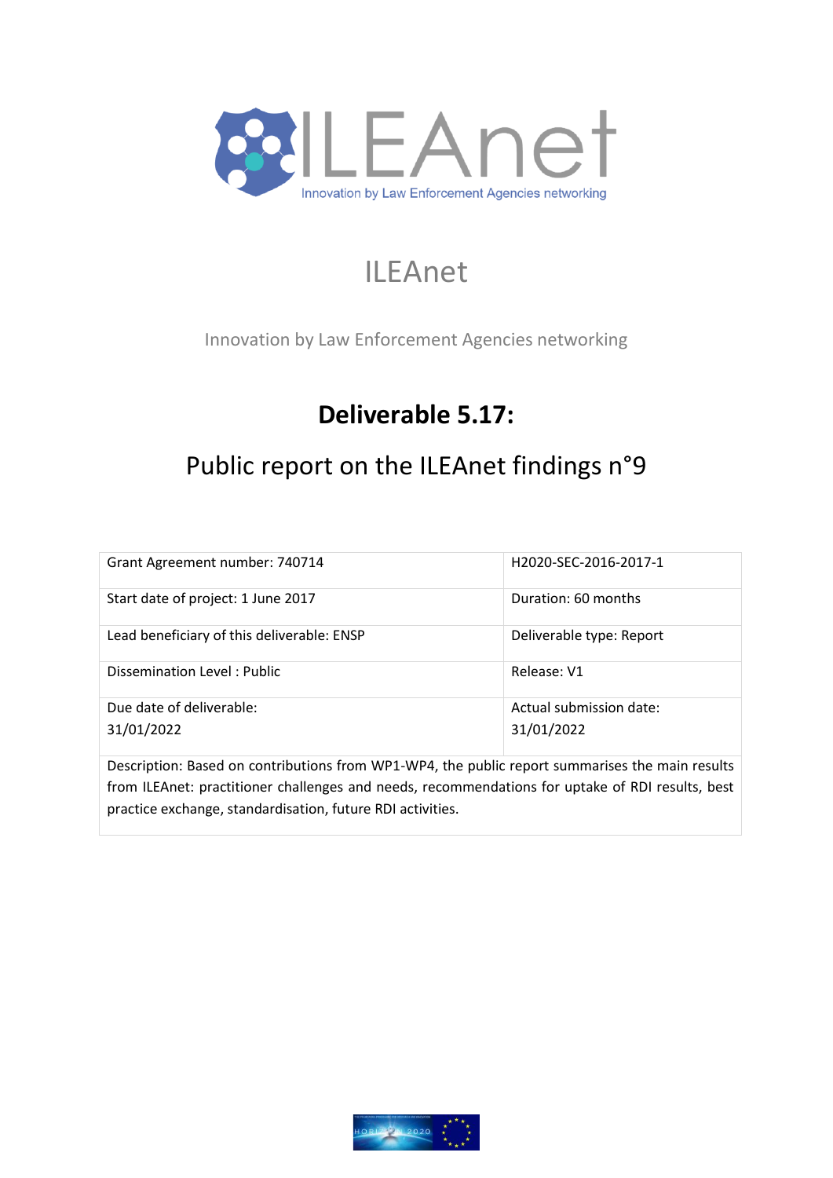ILEAnet

Innovation by Law Enforcement Agencies networking

# ILEAnet

Innovation by Law Enforcement Agencies networking

## Deliverable 5.17:

## Public report on the ILEAnet findings n°9

| Grant Agreement number: 740714 | H2020-SEC-2016-2017-1 |
| --- | --- |
| Start date of project: 1 June 2017 | Duration: 60 months |
| Lead beneficiary of this deliverable: ENSP | Deliverable type: Report |
| Dissemination Level : Public | Release: V1 |
| Due date of deliverable: 31/01/2022 | Actual submission date: 31/01/2022 |
| Description: Based on contributions from WP1-WP4, the public report summarises the main results from ILEAnet: practitioner challenges and needs, recommendations for uptake of RDI results, best practice exchange, standardisation, future RDI activities. | |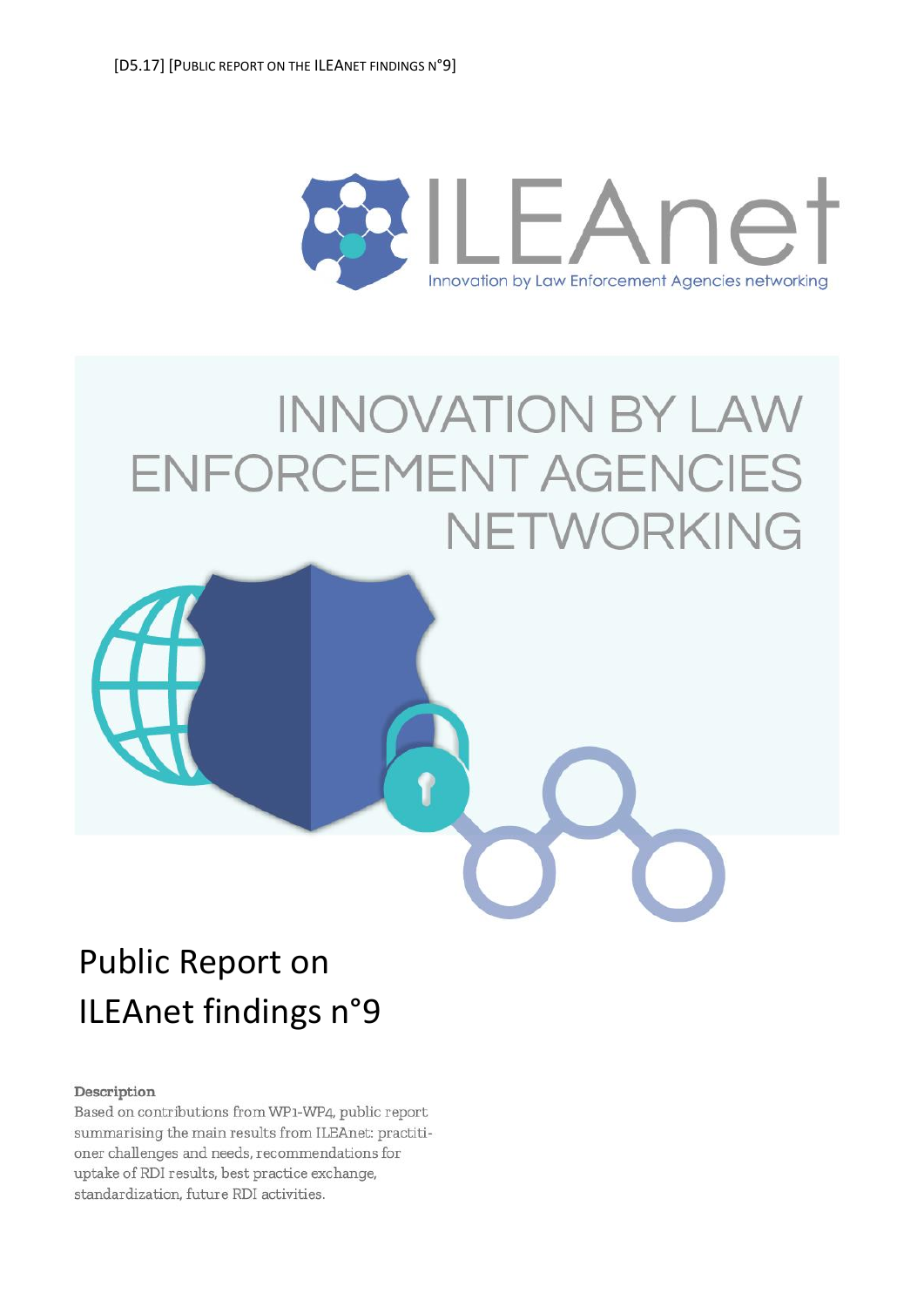# INNOVATION BY LAW ENFORCEMENT AGENCIES NETWORKING

# Public Report on ILEAnet findings n°9

**Description**

Based on contributions from WP1-WP4, public report summarising the main results from ILEAnet: practitioner challenges and needs, recommendations for uptake of RDI results, best practice exchange, standardization, future RDI activities.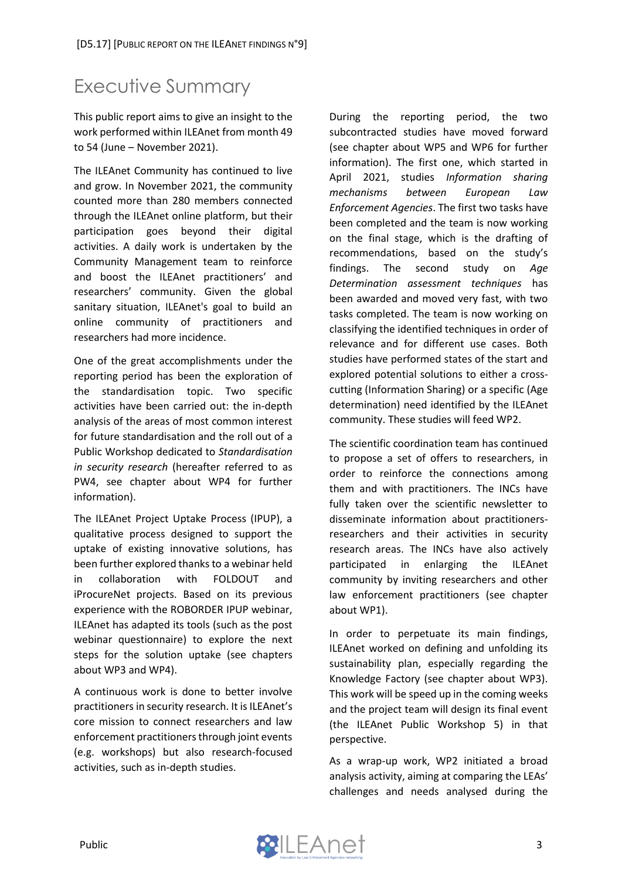# Executive Summary

This public report aims to give an insight to the work performed within ILEAnet from month 49 to 54 (June – November 2021).

The ILEAnet Community has continued to live and grow. In November 2021, the community counted more than 280 members connected through the ILEAnet online platform, but their participation goes beyond their digital activities. A daily work is undertaken by the Community Management team to reinforce and boost the ILEAnet practitioners' and researchers' community. Given the global sanitary situation, ILEAnet's goal to build an online community of practitioners and researchers had more incidence.

One of the great accomplishments under the reporting period has been the exploration of the standardisation topic. Two specific activities have been carried out: the in-depth analysis of the areas of most common interest for future standardisation and the roll out of a Public Workshop dedicated to *Standardisation in security research* (hereafter referred to as PW4, see chapter about WP4 for further information).

The ILEAnet Project Uptake Process (IPUP), a qualitative process designed to support the uptake of existing innovative solutions, has been further explored thanks to a webinar held in collaboration with FOLDOUT and iProcureNet projects. Based on its previous experience with the ROBORDER IPUP webinar, ILEAnet has adapted its tools (such as the post webinar questionnaire) to explore the next steps for the solution uptake (see chapters about WP3 and WP4).

A continuous work is done to better involve practitioners in security research. It is ILEAnet's core mission to connect researchers and law enforcement practitioners through joint events (e.g. workshops) but also research-focused activities, such as in-depth studies.

During the reporting period, the two subcontracted studies have moved forward (see chapter about WP5 and WP6 for further information). The first one, which started in April 2021, studies *Information sharing mechanisms between European Law Enforcement Agencies*. The first two tasks have been completed and the team is now working on the final stage, which is the drafting of recommendations, based on the study's findings. The second study on *Age Determination assessment techniques* has been awarded and moved very fast, with two tasks completed. The team is now working on classifying the identified techniques in order of relevance and for different use cases. Both studies have performed states of the start and explored potential solutions to either a cross-cutting (Information Sharing) or a specific (Age determination) need identified by the ILEAnet community. These studies will feed WP2.

The scientific coordination team has continued to propose a set of offers to researchers, in order to reinforce the connections among them and with practitioners. The INCs have fully taken over the scientific newsletter to disseminate information about practitioners-researchers and their activities in security research areas. The INCs have also actively participated in enlarging the ILEAnet community by inviting researchers and other law enforcement practitioners (see chapter about WP1).

In order to perpetuate its main findings, ILEAnet worked on defining and unfolding its sustainability plan, especially regarding the Knowledge Factory (see chapter about WP3). This work will be speed up in the coming weeks and the project team will design its final event (the ILEAnet Public Workshop 5) in that perspective.

As a wrap-up work, WP2 initiated a broad analysis activity, aiming at comparing the LEAs' challenges and needs analysed during the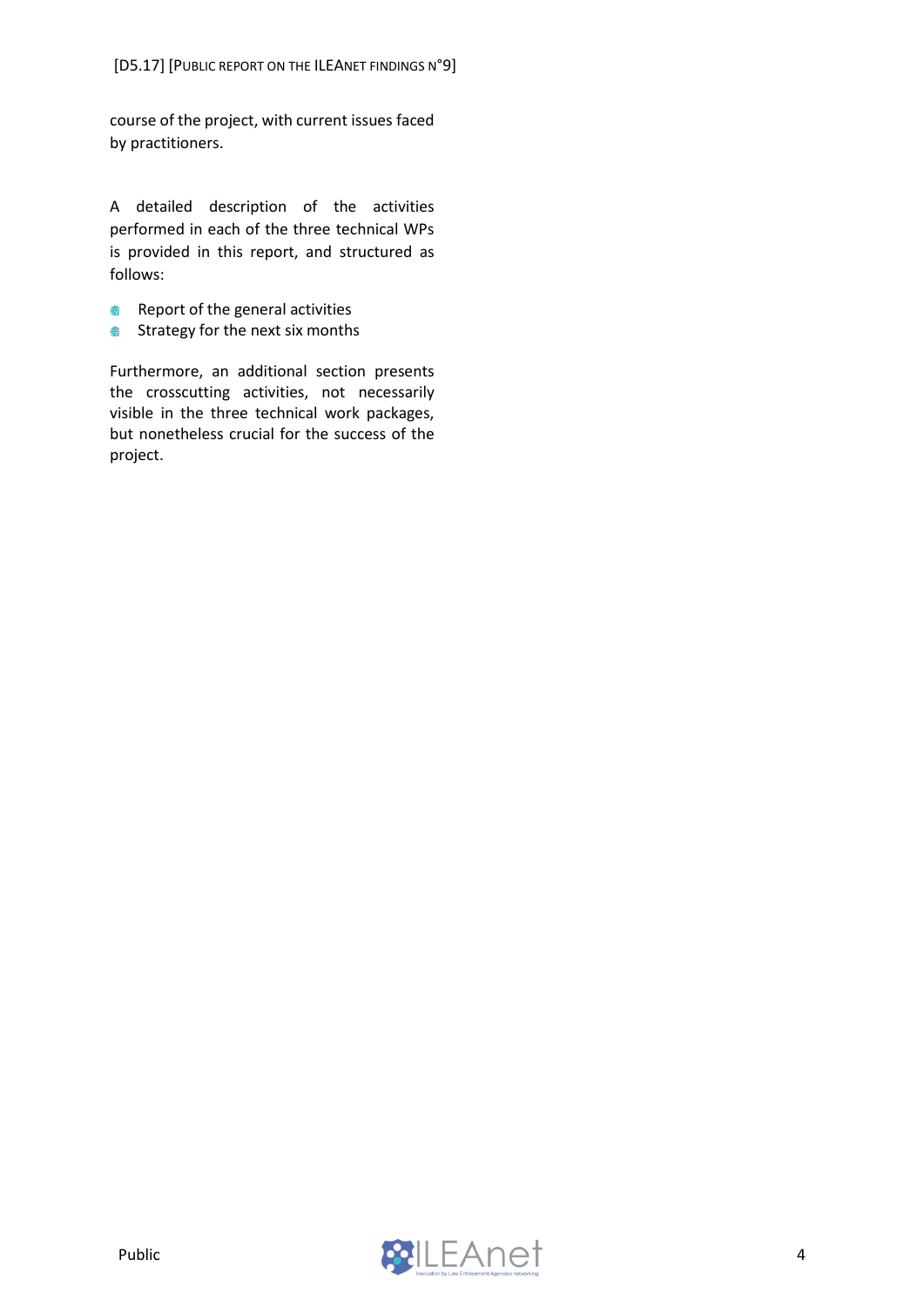course of the project, with current issues faced by practitioners.

A detailed description of the activities performed in each of the three technical WPs is provided in this report, and structured as follows:

- Report of the general activities
- Strategy for the next six months

Furthermore, an additional section presents the crosscutting activities, not necessarily visible in the three technical work packages, but nonetheless crucial for the success of the project.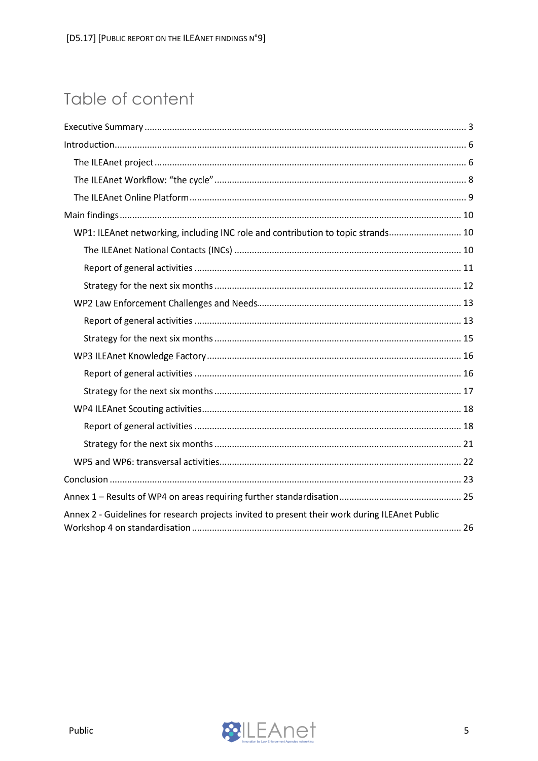# Table of content

Executive Summary ........................................................................................................................ 3

Introduction ..................................................................................................................................... 6

- The ILEAnet project ..................................................................................................................... 6
- The ILEAnet Workflow: “the cycle” ............................................................................................. 8
- The ILEAnet Online Platform ....................................................................................................... 9

Main findings ................................................................................................................................. 10

- WP1: ILEAnet networking, including INC role and contribution to topic strands ...................... 10
  - The ILEAnet National Contacts (INCs) .................................................................................. 10
  - Report of general activities .................................................................................................. 11
  - Strategy for the next six months .......................................................................................... 12
- WP2 Law Enforcement Challenges and Needs ........................................................................... 13
  - Report of general activities .................................................................................................. 13
  - Strategy for the next six months .......................................................................................... 15
- WP3 ILEAnet Knowledge Factory ............................................................................................... 16
  - Report of general activities .................................................................................................. 16
  - Strategy for the next six months .......................................................................................... 17
- WP4 ILEAnet Scouting activities ................................................................................................ 18
  - Report of general activities .................................................................................................. 18
  - Strategy for the next six months .......................................................................................... 21
- WP5 and WP6: transversal activities ......................................................................................... 22

Conclusion ..................................................................................................................................... 23

Annex 1 – Results of WP4 on areas requiring further standardisation ......................................... 25

Annex 2 - Guidelines for research projects invited to present their work during ILEAnet Public Workshop 4 on standardisation ..................................................................................................... 26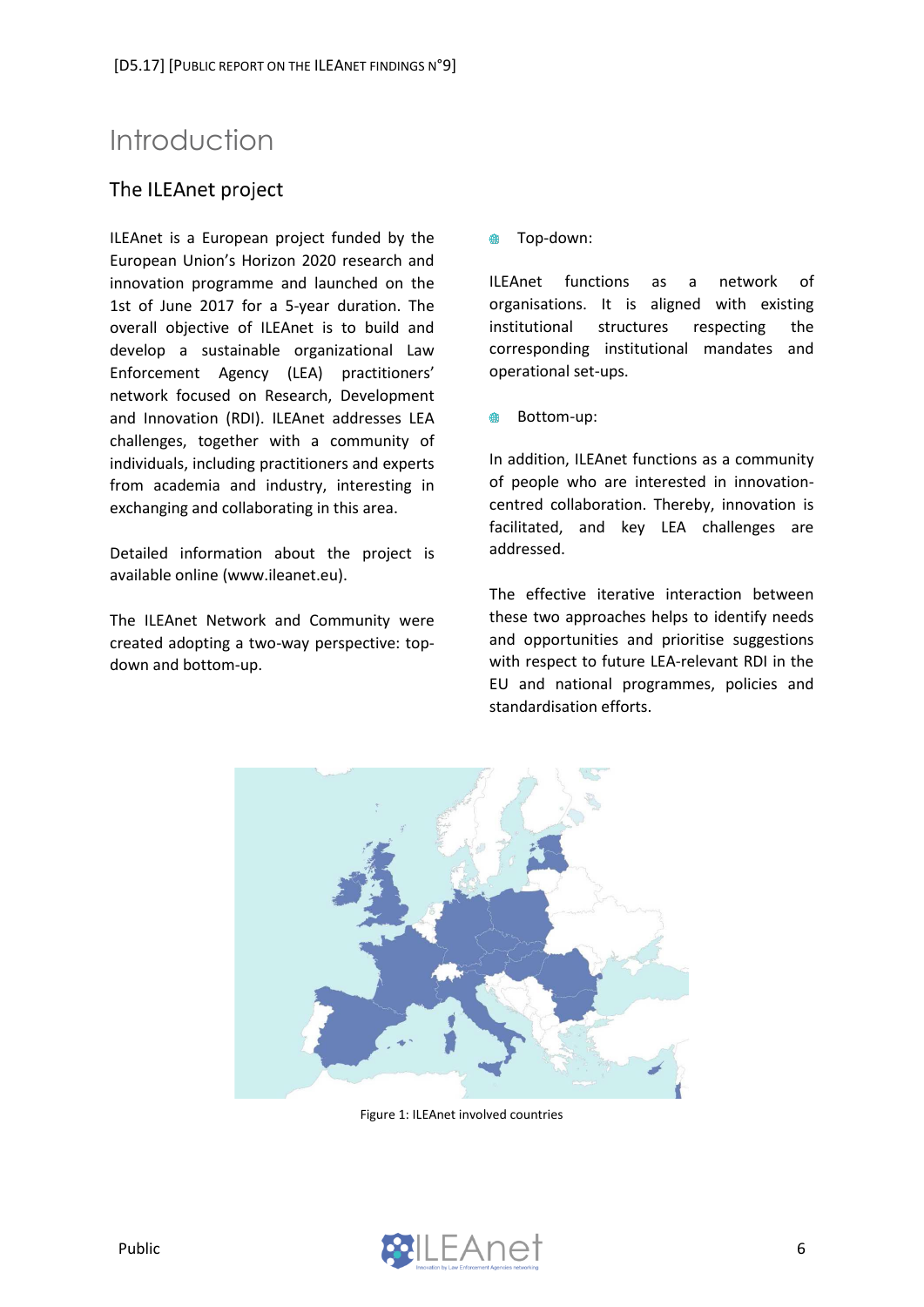# Introduction

## The ILEAnet project

ILEAnet is a European project funded by the European Union's Horizon 2020 research and innovation programme and launched on the 1st of June 2017 for a 5-year duration. The overall objective of ILEAnet is to build and develop a sustainable organizational Law Enforcement Agency (LEA) practitioners' network focused on Research, Development and Innovation (RDI). ILEAnet addresses LEA challenges, together with a community of individuals, including practitioners and experts from academia and industry, interesting in exchanging and collaborating in this area.

Detailed information about the project is available online (www.ileanet.eu).

The ILEAnet Network and Community were created adopting a two-way perspective: top-down and bottom-up.

- Top-down:

ILEAnet functions as a network of organisations. It is aligned with existing institutional structures respecting the corresponding institutional mandates and operational set-ups.

- Bottom-up:

In addition, ILEAnet functions as a community of people who are interested in innovation-centred collaboration. Thereby, innovation is facilitated, and key LEA challenges are addressed.

The effective iterative interaction between these two approaches helps to identify needs and opportunities and prioritise suggestions with respect to future LEA-relevant RDI in the EU and national programmes, policies and standardisation efforts.

Figure 1: ILEAnet involved countries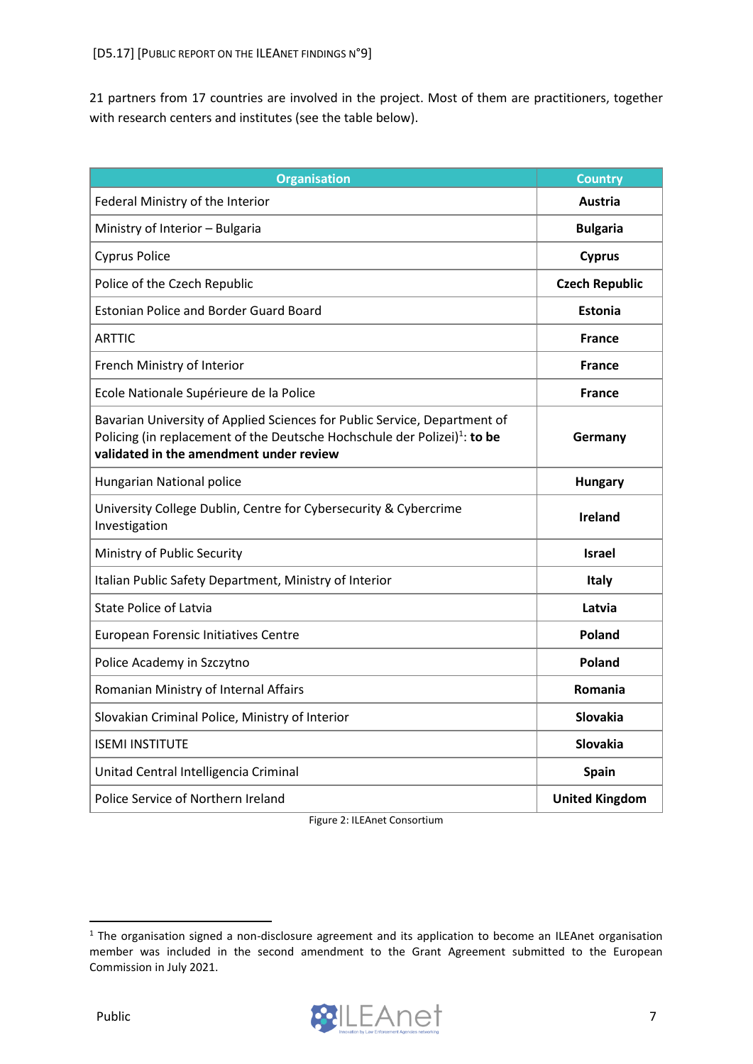21 partners from 17 countries are involved in the project. Most of them are practitioners, together with research centers and institutes (see the table below).

| Organisation | Country |
|---|---|
| Federal Ministry of the Interior | **Austria** |
| Ministry of Interior – Bulgaria | **Bulgaria** |
| Cyprus Police | **Cyprus** |
| Police of the Czech Republic | **Czech Republic** |
| Estonian Police and Border Guard Board | **Estonia** |
| ARTTIC | **France** |
| French Ministry of Interior | **France** |
| Ecole Nationale Supérieure de la Police | **France** |
| Bavarian University of Applied Sciences for Public Service, Department of Policing (in replacement of the Deutsche Hochschule der Polizei)[1]: **to be validated in the amendment under review** | **Germany** |
| Hungarian National police | **Hungary** |
| University College Dublin, Centre for Cybersecurity & Cybercrime Investigation | **Ireland** |
| Ministry of Public Security | **Israel** |
| Italian Public Safety Department, Ministry of Interior | **Italy** |
| State Police of Latvia | **Latvia** |
| European Forensic Initiatives Centre | **Poland** |
| Police Academy in Szczytno | **Poland** |
| Romanian Ministry of Internal Affairs | **Romania** |
| Slovakian Criminal Police, Ministry of Interior | **Slovakia** |
| ISEMI INSTITUTE | **Slovakia** |
| Unitad Central Intelligencia Criminal | **Spain** |
| Police Service of Northern Ireland | **United Kingdom** |

Figure 2: ILEAnet Consortium

[1] The organisation signed a non-disclosure agreement and its application to become an ILEAnet organisation member was included in the second amendment to the Grant Agreement submitted to the European Commission in July 2021.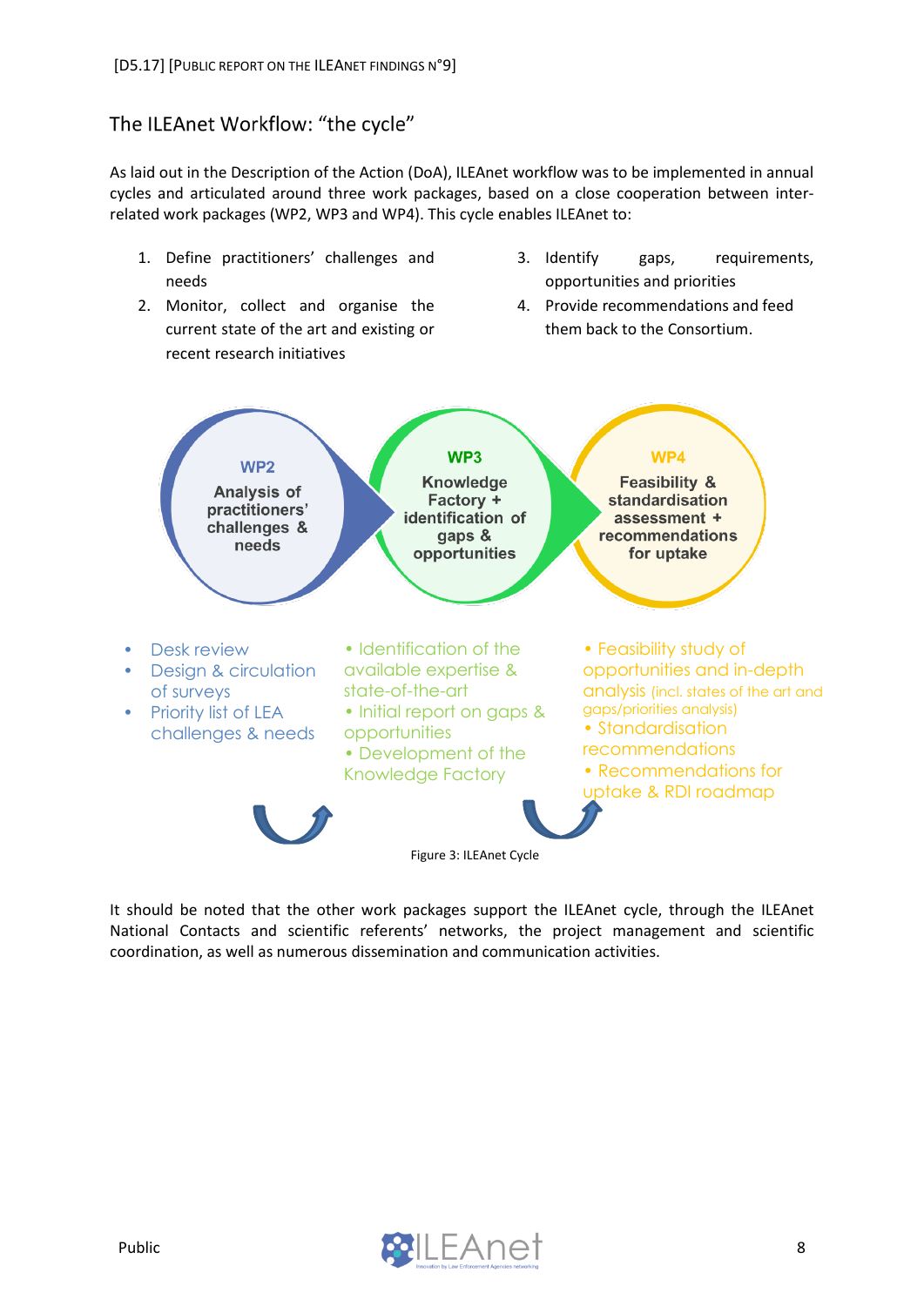## The ILEAnet Workflow: "the cycle"

As laid out in the Description of the Action (DoA), ILEAnet workflow was to be implemented in annual cycles and articulated around three work packages, based on a close cooperation between inter-related work packages (WP2, WP3 and WP4). This cycle enables ILEAnet to:

1. Define practitioners' challenges and needs
2. Monitor, collect and organise the current state of the art and existing or recent research initiatives
3. Identify gaps, requirements, opportunities and priorities
4. Provide recommendations and feed them back to the Consortium.

**WP2**
**Analysis of practitioners' challenges & needs**

- Desk review
- Design & circulation of surveys
- Priority list of LEA challenges & needs

**WP3**
**Knowledge Factory + identification of gaps & opportunities**

- Identification of the available expertise & state-of-the-art
- Initial report on gaps & opportunities
- Development of the Knowledge Factory

**WP4**
**Feasibility & standardisation assessment + recommendations for uptake**

- Feasibility study of opportunities and in-depth analysis (incl. states of the art and gaps/priorities analysis)
- Standardisation recommendations
- Recommendations for uptake & RDI roadmap

Figure 3: ILEAnet Cycle

It should be noted that the other work packages support the ILEAnet cycle, through the ILEAnet National Contacts and scientific referents' networks, the project management and scientific coordination, as well as numerous dissemination and communication activities.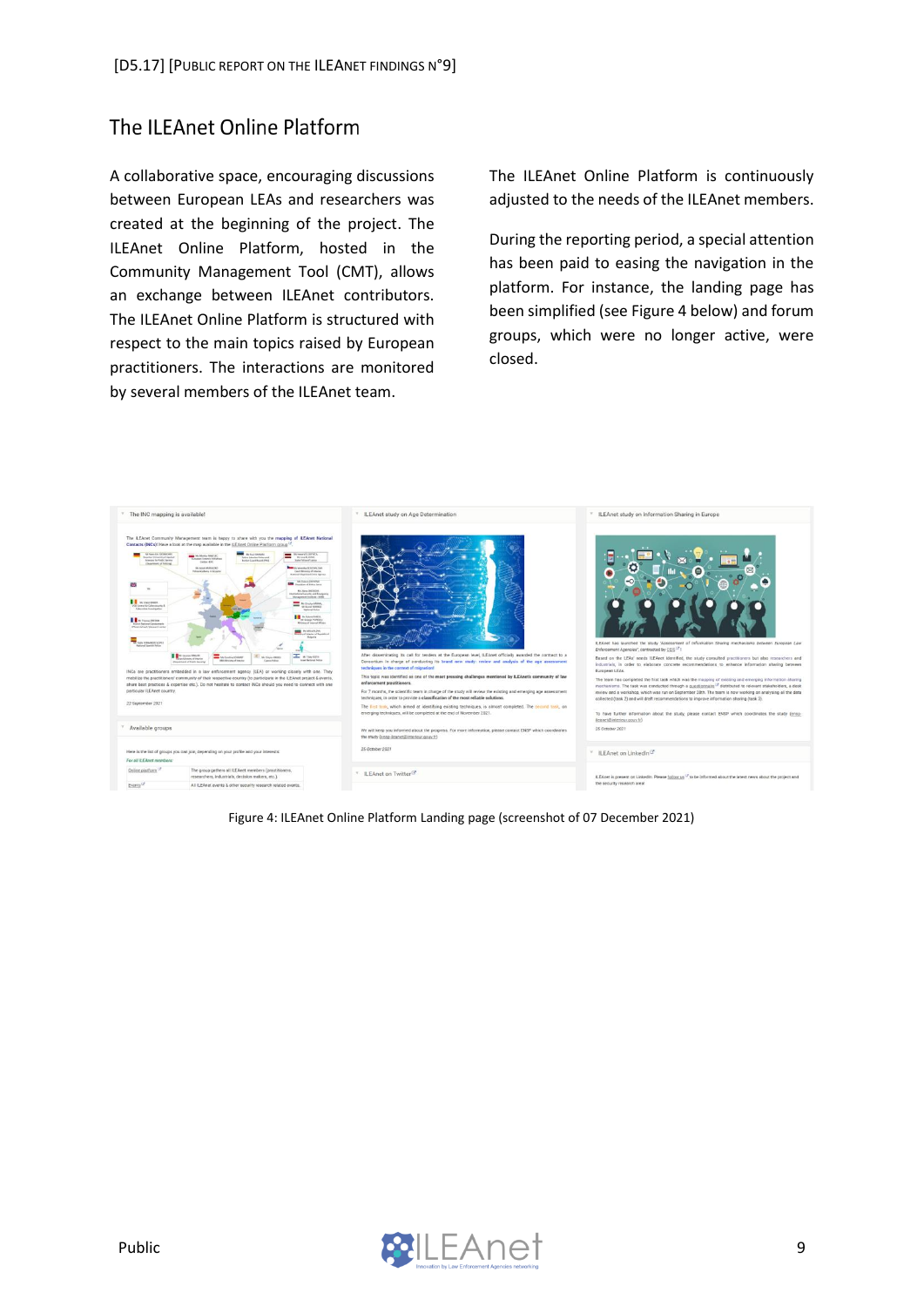## The ILEAnet Online Platform

A collaborative space, encouraging discussions between European LEAs and researchers was created at the beginning of the project. The ILEAnet Online Platform, hosted in the Community Management Tool (CMT), allows an exchange between ILEAnet contributors. The ILEAnet Online Platform is structured with respect to the main topics raised by European practitioners. The interactions are monitored by several members of the ILEAnet team.

The ILEAnet Online Platform is continuously adjusted to the needs of the ILEAnet members.

During the reporting period, a special attention has been paid to easing the navigation in the platform. For instance, the landing page has been simplified (see Figure 4 below) and forum groups, which were no longer active, were closed.

Figure 4: ILEAnet Online Platform Landing page (screenshot of 07 December 2021)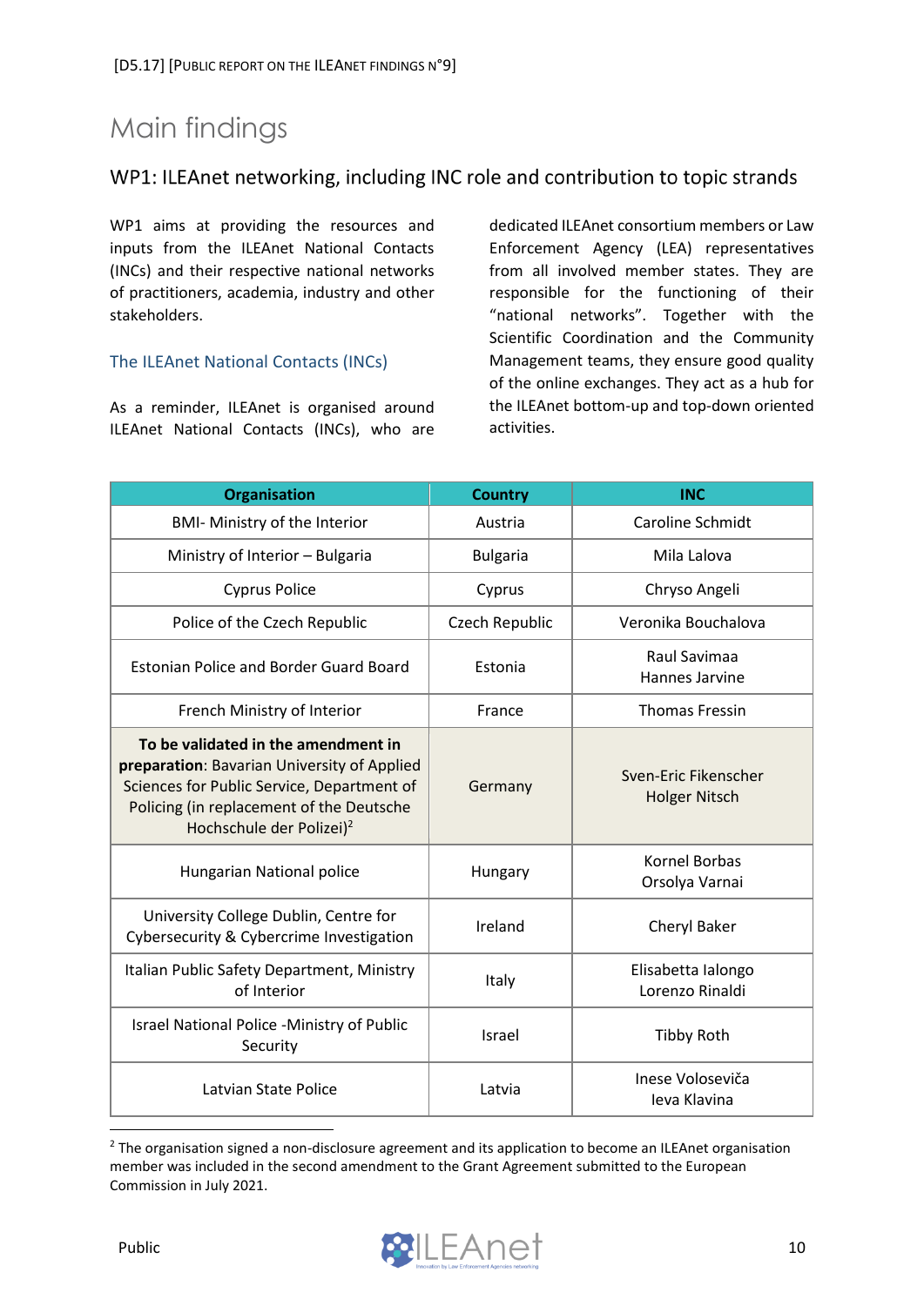# Main findings

## WP1: ILEAnet networking, including INC role and contribution to topic strands

WP1 aims at providing the resources and inputs from the ILEAnet National Contacts (INCs) and their respective national networks of practitioners, academia, industry and other stakeholders.

### The ILEAnet National Contacts (INCs)

As a reminder, ILEAnet is organised around ILEAnet National Contacts (INCs), who are dedicated ILEAnet consortium members or Law Enforcement Agency (LEA) representatives from all involved member states. They are responsible for the functioning of their "national networks". Together with the Scientific Coordination and the Community Management teams, they ensure good quality of the online exchanges. They act as a hub for the ILEAnet bottom-up and top-down oriented activities.

| Organisation | Country | INC |
|---|---|---|
| BMI- Ministry of the Interior | Austria | Caroline Schmidt |
| Ministry of Interior – Bulgaria | Bulgaria | Mila Lalova |
| Cyprus Police | Cyprus | Chryso Angeli |
| Police of the Czech Republic | Czech Republic | Veronika Bouchalova |
| Estonian Police and Border Guard Board | Estonia | Raul Savimaa<br>Hannes Jarvine |
| French Ministry of Interior | France | Thomas Fressin |
| **To be validated in the amendment in preparation**: Bavarian University of Applied Sciences for Public Service, Department of Policing (in replacement of the Deutsche Hochschule der Polizei)[2] | Germany | Sven-Eric Fikenscher<br>Holger Nitsch |
| Hungarian National police | Hungary | Kornel Borbas<br>Orsolya Varnai |
| University College Dublin, Centre for Cybersecurity & Cybercrime Investigation | Ireland | Cheryl Baker |
| Italian Public Safety Department, Ministry of Interior | Italy | Elisabetta Ialongo<br>Lorenzo Rinaldi |
| Israel National Police -Ministry of Public Security | Israel | Tibby Roth |
| Latvian State Police | Latvia | Inese Voloseviča<br>Ieva Klavina |

[2] The organisation signed a non-disclosure agreement and its application to become an ILEAnet organisation member was included in the second amendment to the Grant Agreement submitted to the European Commission in July 2021.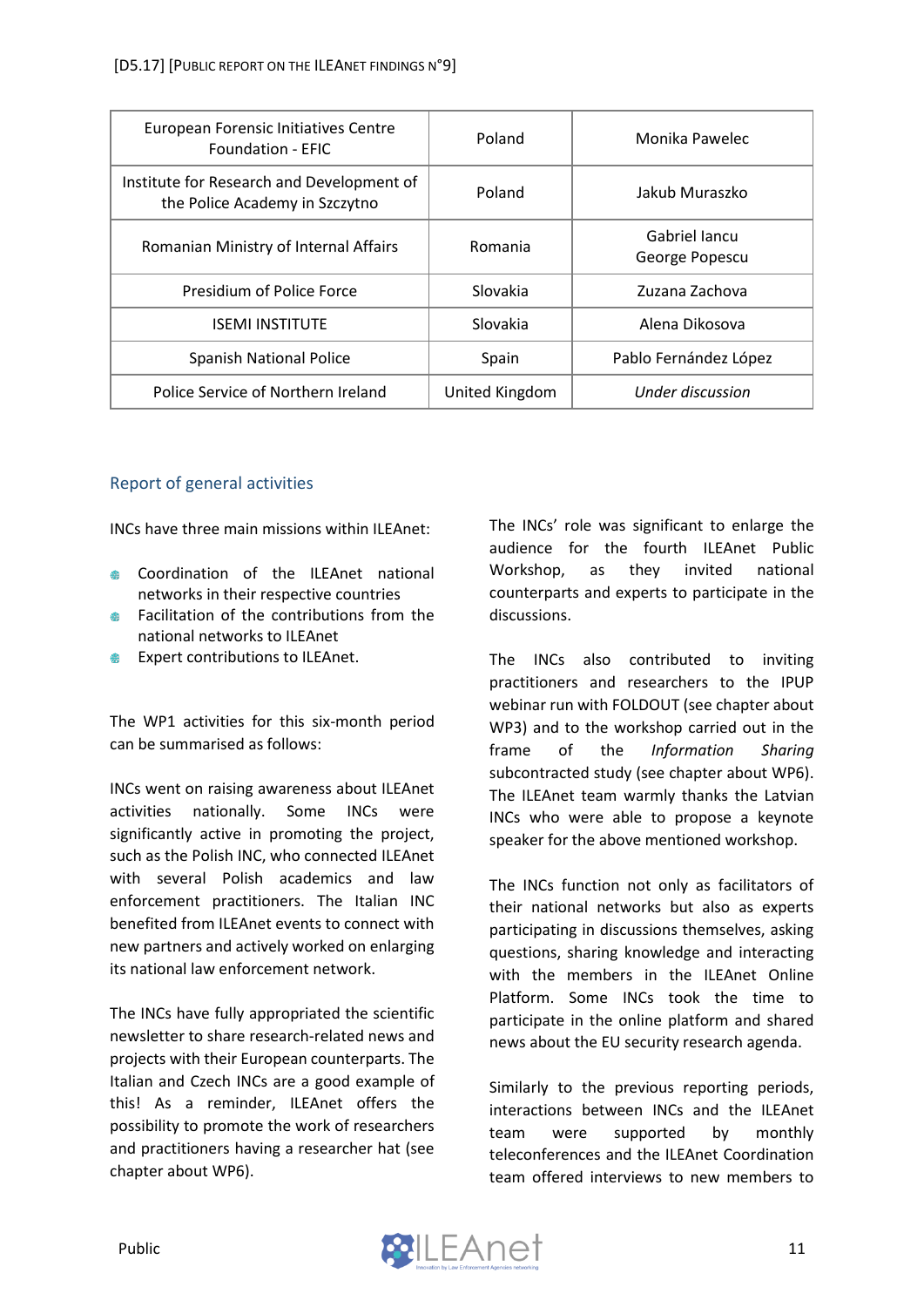| European Forensic Initiatives Centre Foundation - EFIC | Poland | Monika Pawelec |
|---|---|---|
| Institute for Research and Development of the Police Academy in Szczytno | Poland | Jakub Muraszko |
| Romanian Ministry of Internal Affairs | Romania | Gabriel Iancu<br>George Popescu |
| Presidium of Police Force | Slovakia | Zuzana Zachova |
| ISEMI INSTITUTE | Slovakia | Alena Dikosova |
| Spanish National Police | Spain | Pablo Fernández López |
| Police Service of Northern Ireland | United Kingdom | *Under discussion* |

## Report of general activities

INCs have three main missions within ILEAnet:

- Coordination of the ILEAnet national networks in their respective countries
- Facilitation of the contributions from the national networks to ILEAnet
- Expert contributions to ILEAnet.

The WP1 activities for this six-month period can be summarised as follows:

INCs went on raising awareness about ILEAnet activities nationally. Some INCs were significantly active in promoting the project, such as the Polish INC, who connected ILEAnet with several Polish academics and law enforcement practitioners. The Italian INC benefited from ILEAnet events to connect with new partners and actively worked on enlarging its national law enforcement network.

The INCs have fully appropriated the scientific newsletter to share research-related news and projects with their European counterparts. The Italian and Czech INCs are a good example of this! As a reminder, ILEAnet offers the possibility to promote the work of researchers and practitioners having a researcher hat (see chapter about WP6).

The INCs' role was significant to enlarge the audience for the fourth ILEAnet Public Workshop, as they invited national counterparts and experts to participate in the discussions.

The INCs also contributed to inviting practitioners and researchers to the IPUP webinar run with FOLDOUT (see chapter about WP3) and to the workshop carried out in the frame of the *Information Sharing* subcontracted study (see chapter about WP6). The ILEAnet team warmly thanks the Latvian INCs who were able to propose a keynote speaker for the above mentioned workshop.

The INCs function not only as facilitators of their national networks but also as experts participating in discussions themselves, asking questions, sharing knowledge and interacting with the members in the ILEAnet Online Platform. Some INCs took the time to participate in the online platform and shared news about the EU security research agenda.

Similarly to the previous reporting periods, interactions between INCs and the ILEAnet team were supported by monthly teleconferences and the ILEAnet Coordination team offered interviews to new members to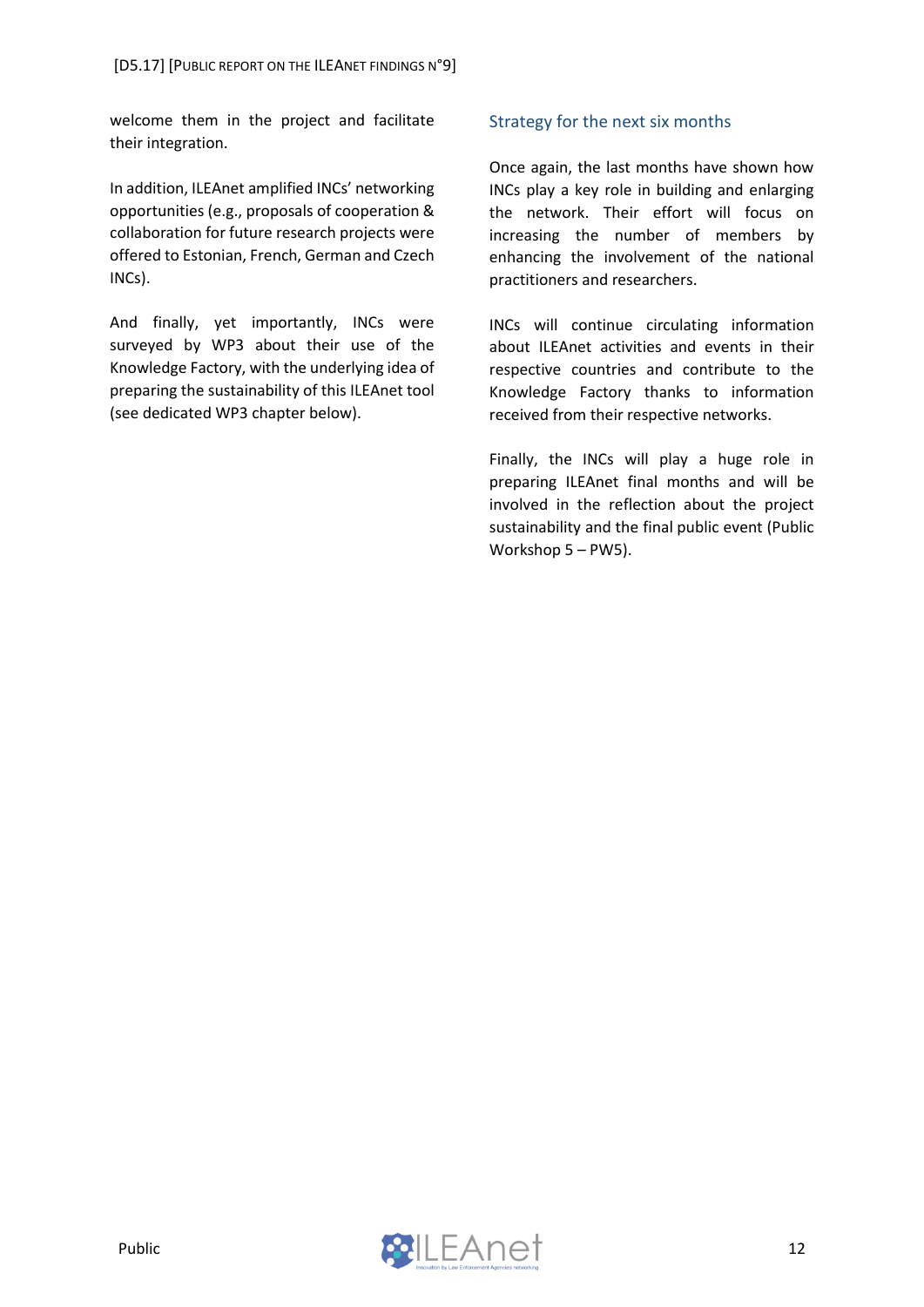welcome them in the project and facilitate their integration.

In addition, ILEAnet amplified INCs' networking opportunities (e.g., proposals of cooperation & collaboration for future research projects were offered to Estonian, French, German and Czech INCs).

And finally, yet importantly, INCs were surveyed by WP3 about their use of the Knowledge Factory, with the underlying idea of preparing the sustainability of this ILEAnet tool (see dedicated WP3 chapter below).

### Strategy for the next six months

Once again, the last months have shown how INCs play a key role in building and enlarging the network. Their effort will focus on increasing the number of members by enhancing the involvement of the national practitioners and researchers.

INCs will continue circulating information about ILEAnet activities and events in their respective countries and contribute to the Knowledge Factory thanks to information received from their respective networks.

Finally, the INCs will play a huge role in preparing ILEAnet final months and will be involved in the reflection about the project sustainability and the final public event (Public Workshop 5 – PW5).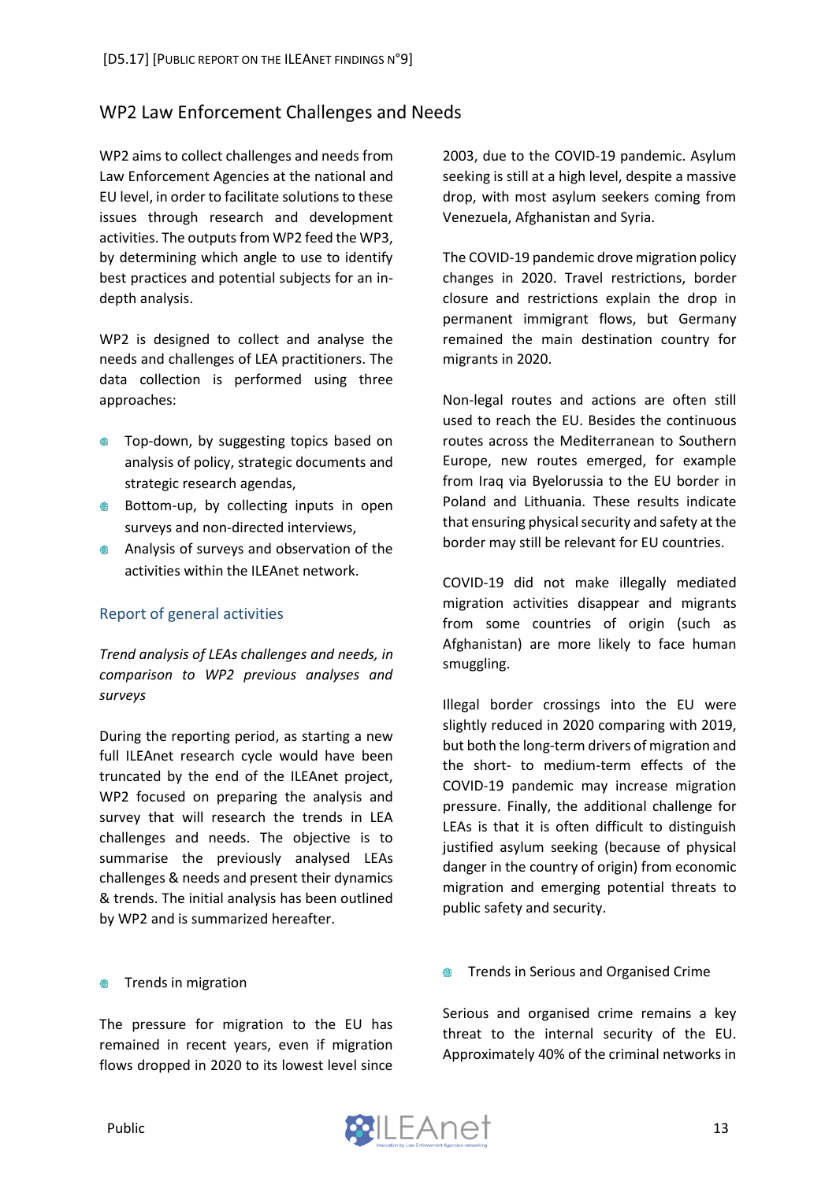## WP2 Law Enforcement Challenges and Needs

WP2 aims to collect challenges and needs from Law Enforcement Agencies at the national and EU level, in order to facilitate solutions to these issues through research and development activities. The outputs from WP2 feed the WP3, by determining which angle to use to identify best practices and potential subjects for an in-depth analysis.

WP2 is designed to collect and analyse the needs and challenges of LEA practitioners. The data collection is performed using three approaches:

- Top-down, by suggesting topics based on analysis of policy, strategic documents and strategic research agendas,
- Bottom-up, by collecting inputs in open surveys and non-directed interviews,
- Analysis of surveys and observation of the activities within the ILEAnet network.

### Report of general activities

*Trend analysis of LEAs challenges and needs, in comparison to WP2 previous analyses and surveys*

During the reporting period, as starting a new full ILEAnet research cycle would have been truncated by the end of the ILEAnet project, WP2 focused on preparing the analysis and survey that will research the trends in LEA challenges and needs. The objective is to summarise the previously analysed LEAs challenges & needs and present their dynamics & trends. The initial analysis has been outlined by WP2 and is summarized hereafter.

- Trends in migration

The pressure for migration to the EU has remained in recent years, even if migration flows dropped in 2020 to its lowest level since 2003, due to the COVID-19 pandemic. Asylum seeking is still at a high level, despite a massive drop, with most asylum seekers coming from Venezuela, Afghanistan and Syria.

The COVID-19 pandemic drove migration policy changes in 2020. Travel restrictions, border closure and restrictions explain the drop in permanent immigrant flows, but Germany remained the main destination country for migrants in 2020.

Non-legal routes and actions are often still used to reach the EU. Besides the continuous routes across the Mediterranean to Southern Europe, new routes emerged, for example from Iraq via Byelorussia to the EU border in Poland and Lithuania. These results indicate that ensuring physical security and safety at the border may still be relevant for EU countries.

COVID-19 did not make illegally mediated migration activities disappear and migrants from some countries of origin (such as Afghanistan) are more likely to face human smuggling.

Illegal border crossings into the EU were slightly reduced in 2020 comparing with 2019, but both the long-term drivers of migration and the short- to medium-term effects of the COVID-19 pandemic may increase migration pressure. Finally, the additional challenge for LEAs is that it is often difficult to distinguish justified asylum seeking (because of physical danger in the country of origin) from economic migration and emerging potential threats to public safety and security.

- Trends in Serious and Organised Crime

Serious and organised crime remains a key threat to the internal security of the EU. Approximately 40% of the criminal networks in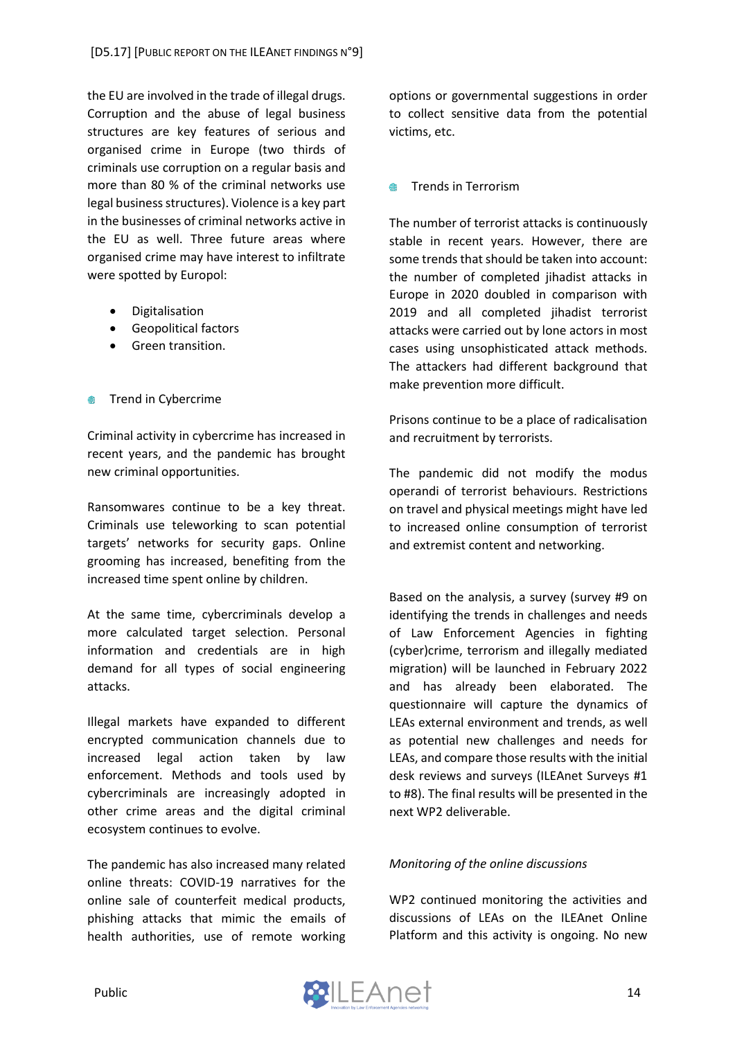the EU are involved in the trade of illegal drugs. Corruption and the abuse of legal business structures are key features of serious and organised crime in Europe (two thirds of criminals use corruption on a regular basis and more than 80 % of the criminal networks use legal business structures). Violence is a key part in the businesses of criminal networks active in the EU as well. Three future areas where organised crime may have interest to infiltrate were spotted by Europol:

- Digitalisation
- Geopolitical factors
- Green transition.

- Trend in Cybercrime

Criminal activity in cybercrime has increased in recent years, and the pandemic has brought new criminal opportunities.

Ransomwares continue to be a key threat. Criminals use teleworking to scan potential targets' networks for security gaps. Online grooming has increased, benefiting from the increased time spent online by children.

At the same time, cybercriminals develop a more calculated target selection. Personal information and credentials are in high demand for all types of social engineering attacks.

Illegal markets have expanded to different encrypted communication channels due to increased legal action taken by law enforcement. Methods and tools used by cybercriminals are increasingly adopted in other crime areas and the digital criminal ecosystem continues to evolve.

The pandemic has also increased many related online threats: COVID-19 narratives for the online sale of counterfeit medical products, phishing attacks that mimic the emails of health authorities, use of remote working options or governmental suggestions in order to collect sensitive data from the potential victims, etc.

- Trends in Terrorism

The number of terrorist attacks is continuously stable in recent years. However, there are some trends that should be taken into account: the number of completed jihadist attacks in Europe in 2020 doubled in comparison with 2019 and all completed jihadist terrorist attacks were carried out by lone actors in most cases using unsophisticated attack methods. The attackers had different background that make prevention more difficult.

Prisons continue to be a place of radicalisation and recruitment by terrorists.

The pandemic did not modify the modus operandi of terrorist behaviours. Restrictions on travel and physical meetings might have led to increased online consumption of terrorist and extremist content and networking.

Based on the analysis, a survey (survey #9 on identifying the trends in challenges and needs of Law Enforcement Agencies in fighting (cyber)crime, terrorism and illegally mediated migration) will be launched in February 2022 and has already been elaborated. The questionnaire will capture the dynamics of LEAs external environment and trends, as well as potential new challenges and needs for LEAs, and compare those results with the initial desk reviews and surveys (ILEAnet Surveys #1 to #8). The final results will be presented in the next WP2 deliverable.

*Monitoring of the online discussions*

WP2 continued monitoring the activities and discussions of LEAs on the ILEAnet Online Platform and this activity is ongoing. No new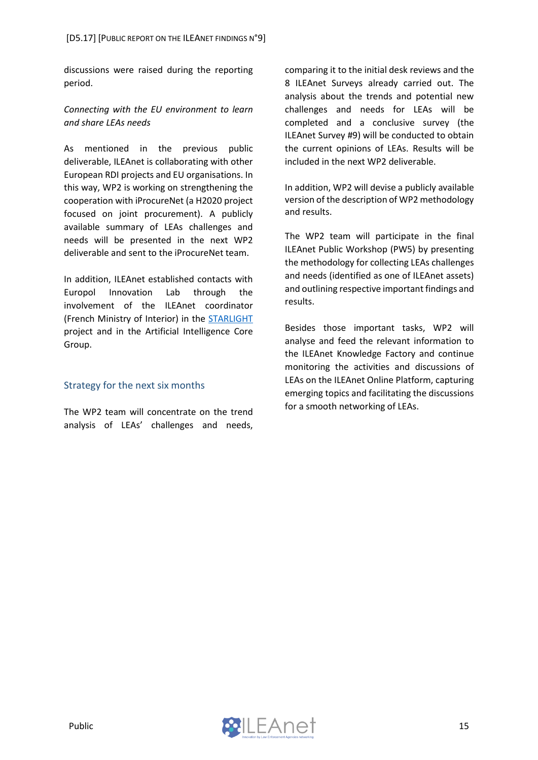discussions were raised during the reporting period.

*Connecting with the EU environment to learn and share LEAs needs*

As mentioned in the previous public deliverable, ILEAnet is collaborating with other European RDI projects and EU organisations. In this way, WP2 is working on strengthening the cooperation with iProcureNet (a H2020 project focused on joint procurement). A publicly available summary of LEAs challenges and needs will be presented in the next WP2 deliverable and sent to the iProcureNet team.

In addition, ILEAnet established contacts with Europol Innovation Lab through the involvement of the ILEAnet coordinator (French Ministry of Interior) in the STARLIGHT project and in the Artificial Intelligence Core Group.

## Strategy for the next six months

The WP2 team will concentrate on the trend analysis of LEAs' challenges and needs, comparing it to the initial desk reviews and the 8 ILEAnet Surveys already carried out. The analysis about the trends and potential new challenges and needs for LEAs will be completed and a conclusive survey (the ILEAnet Survey #9) will be conducted to obtain the current opinions of LEAs. Results will be included in the next WP2 deliverable.

In addition, WP2 will devise a publicly available version of the description of WP2 methodology and results.

The WP2 team will participate in the final ILEAnet Public Workshop (PW5) by presenting the methodology for collecting LEAs challenges and needs (identified as one of ILEAnet assets) and outlining respective important findings and results.

Besides those important tasks, WP2 will analyse and feed the relevant information to the ILEAnet Knowledge Factory and continue monitoring the activities and discussions of LEAs on the ILEAnet Online Platform, capturing emerging topics and facilitating the discussions for a smooth networking of LEAs.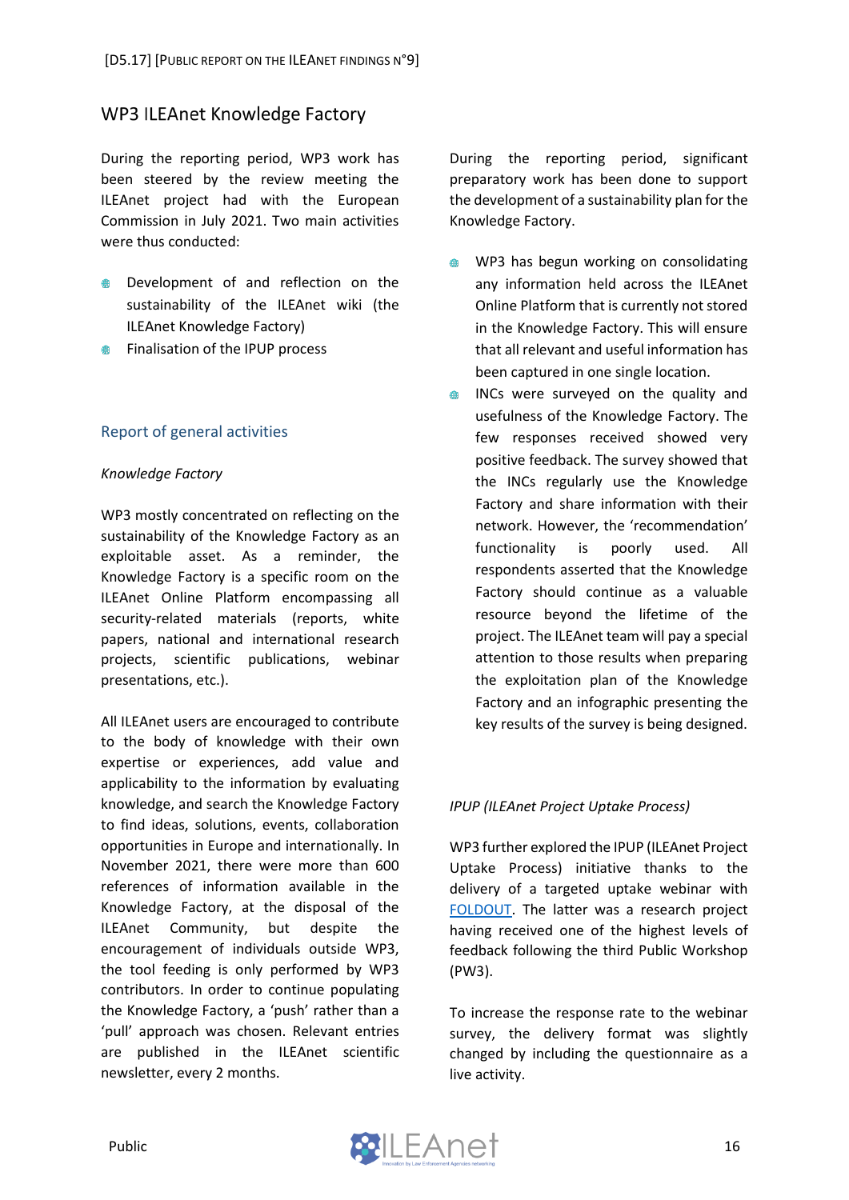## WP3 ILEAnet Knowledge Factory

During the reporting period, WP3 work has been steered by the review meeting the ILEAnet project had with the European Commission in July 2021. Two main activities were thus conducted:

- Development of and reflection on the sustainability of the ILEAnet wiki (the ILEAnet Knowledge Factory)
- Finalisation of the IPUP process

### Report of general activities

*Knowledge Factory*

WP3 mostly concentrated on reflecting on the sustainability of the Knowledge Factory as an exploitable asset. As a reminder, the Knowledge Factory is a specific room on the ILEAnet Online Platform encompassing all security-related materials (reports, white papers, national and international research projects, scientific publications, webinar presentations, etc.).

All ILEAnet users are encouraged to contribute to the body of knowledge with their own expertise or experiences, add value and applicability to the information by evaluating knowledge, and search the Knowledge Factory to find ideas, solutions, events, collaboration opportunities in Europe and internationally. In November 2021, there were more than 600 references of information available in the Knowledge Factory, at the disposal of the ILEAnet Community, but despite the encouragement of individuals outside WP3, the tool feeding is only performed by WP3 contributors. In order to continue populating the Knowledge Factory, a 'push' rather than a 'pull' approach was chosen. Relevant entries are published in the ILEAnet scientific newsletter, every 2 months.

During the reporting period, significant preparatory work has been done to support the development of a sustainability plan for the Knowledge Factory.

- WP3 has begun working on consolidating any information held across the ILEAnet Online Platform that is currently not stored in the Knowledge Factory. This will ensure that all relevant and useful information has been captured in one single location.
- INCs were surveyed on the quality and usefulness of the Knowledge Factory. The few responses received showed very positive feedback. The survey showed that the INCs regularly use the Knowledge Factory and share information with their network. However, the 'recommendation' functionality is poorly used. All respondents asserted that the Knowledge Factory should continue as a valuable resource beyond the lifetime of the project. The ILEAnet team will pay a special attention to those results when preparing the exploitation plan of the Knowledge Factory and an infographic presenting the key results of the survey is being designed.

*IPUP (ILEAnet Project Uptake Process)*

WP3 further explored the IPUP (ILEAnet Project Uptake Process) initiative thanks to the delivery of a targeted uptake webinar with FOLDOUT. The latter was a research project having received one of the highest levels of feedback following the third Public Workshop (PW3).

To increase the response rate to the webinar survey, the delivery format was slightly changed by including the questionnaire as a live activity.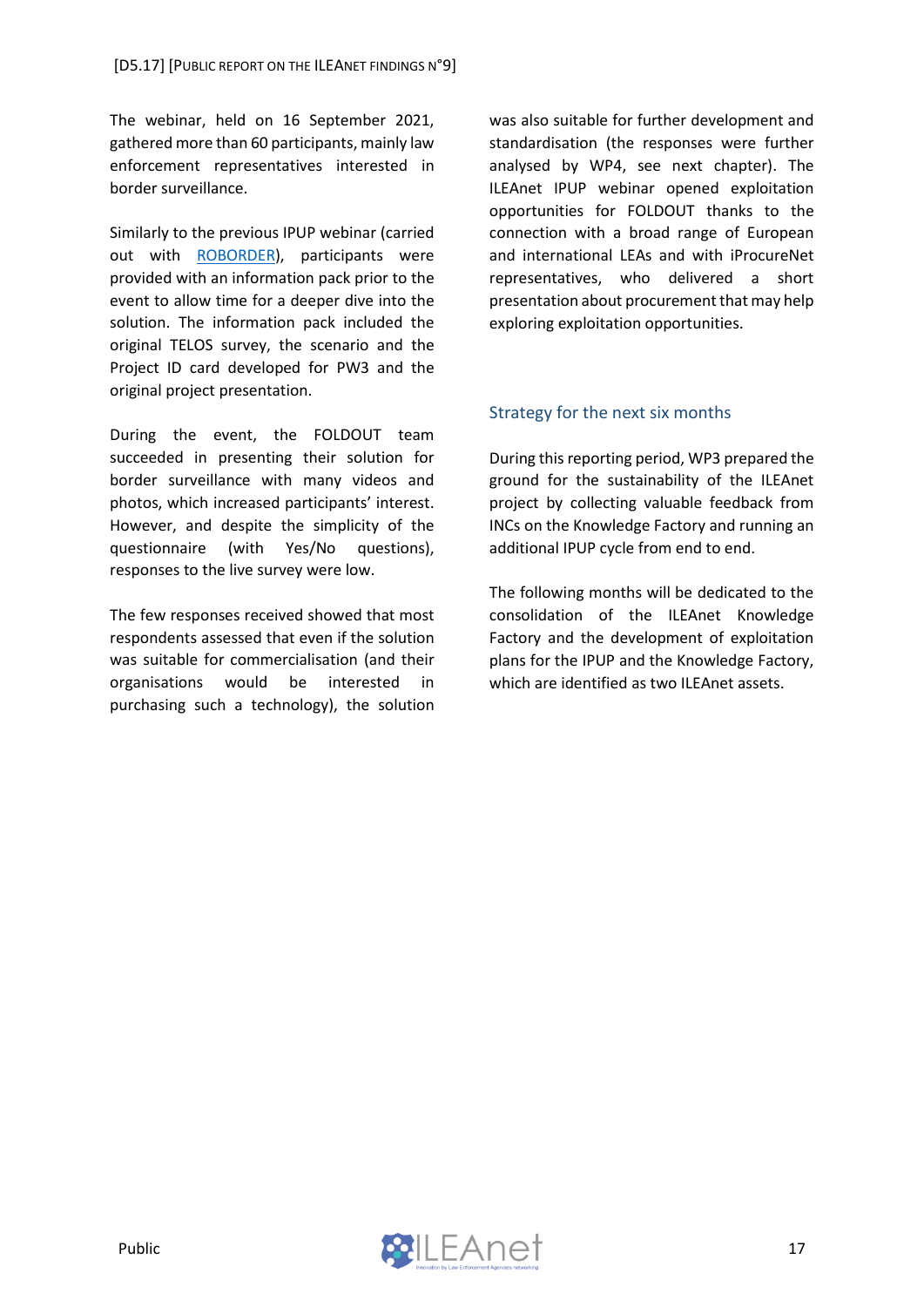The webinar, held on 16 September 2021, gathered more than 60 participants, mainly law enforcement representatives interested in border surveillance.

Similarly to the previous IPUP webinar (carried out with ROBORDER), participants were provided with an information pack prior to the event to allow time for a deeper dive into the solution. The information pack included the original TELOS survey, the scenario and the Project ID card developed for PW3 and the original project presentation.

During the event, the FOLDOUT team succeeded in presenting their solution for border surveillance with many videos and photos, which increased participants' interest. However, and despite the simplicity of the questionnaire (with Yes/No questions), responses to the live survey were low.

The few responses received showed that most respondents assessed that even if the solution was suitable for commercialisation (and their organisations would be interested in purchasing such a technology), the solution was also suitable for further development and standardisation (the responses were further analysed by WP4, see next chapter). The ILEAnet IPUP webinar opened exploitation opportunities for FOLDOUT thanks to the connection with a broad range of European and international LEAs and with iProcureNet representatives, who delivered a short presentation about procurement that may help exploring exploitation opportunities.

## Strategy for the next six months

During this reporting period, WP3 prepared the ground for the sustainability of the ILEAnet project by collecting valuable feedback from INCs on the Knowledge Factory and running an additional IPUP cycle from end to end.

The following months will be dedicated to the consolidation of the ILEAnet Knowledge Factory and the development of exploitation plans for the IPUP and the Knowledge Factory, which are identified as two ILEAnet assets.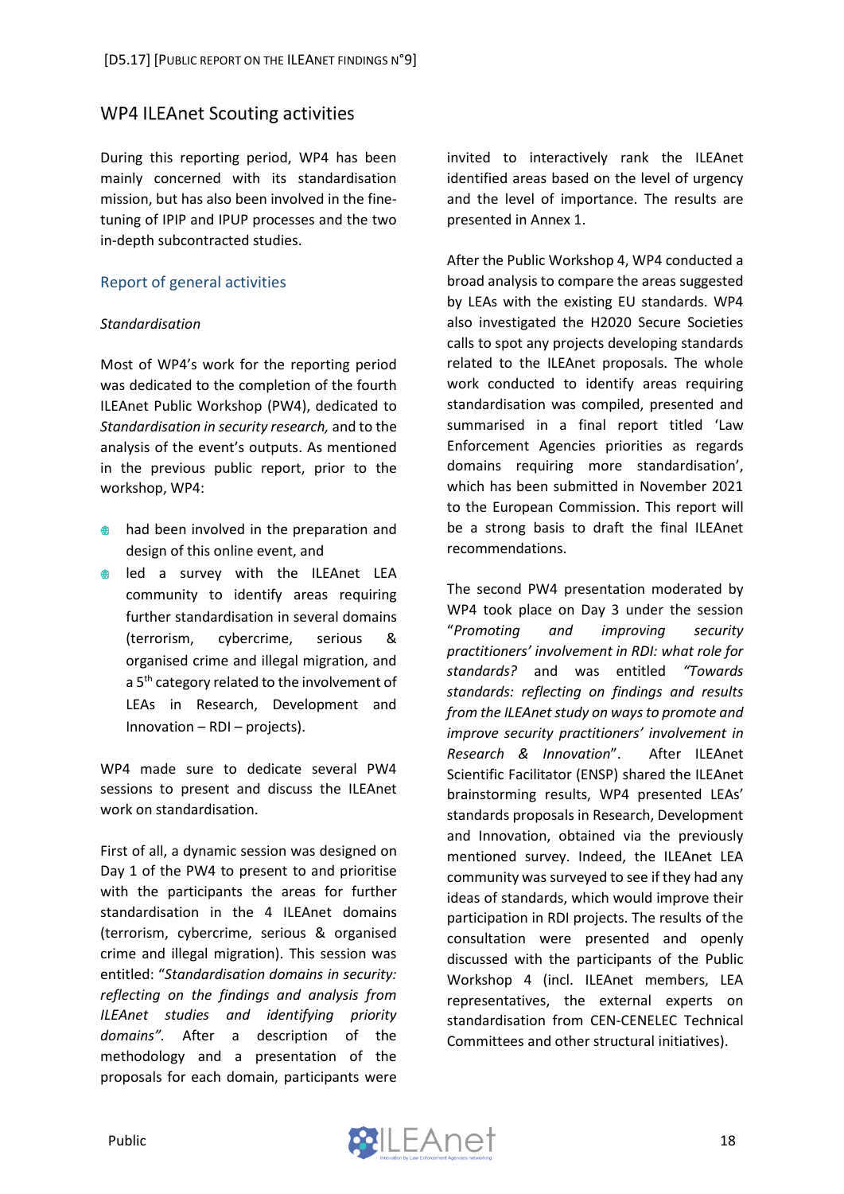## WP4 ILEAnet Scouting activities

During this reporting period, WP4 has been mainly concerned with its standardisation mission, but has also been involved in the fine-tuning of IPIP and IPUP processes and the two in-depth subcontracted studies.

### Report of general activities

*Standardisation*

Most of WP4's work for the reporting period was dedicated to the completion of the fourth ILEAnet Public Workshop (PW4), dedicated to *Standardisation in security research,* and to the analysis of the event's outputs. As mentioned in the previous public report, prior to the workshop, WP4:

- had been involved in the preparation and design of this online event, and
- led a survey with the ILEAnet LEA community to identify areas requiring further standardisation in several domains (terrorism, cybercrime, serious & organised crime and illegal migration, and a 5th category related to the involvement of LEAs in Research, Development and Innovation – RDI – projects).

WP4 made sure to dedicate several PW4 sessions to present and discuss the ILEAnet work on standardisation.

First of all, a dynamic session was designed on Day 1 of the PW4 to present to and prioritise with the participants the areas for further standardisation in the 4 ILEAnet domains (terrorism, cybercrime, serious & organised crime and illegal migration). This session was entitled: "*Standardisation domains in security: reflecting on the findings and analysis from ILEAnet studies and identifying priority domains".* After a description of the methodology and a presentation of the proposals for each domain, participants were invited to interactively rank the ILEAnet identified areas based on the level of urgency and the level of importance. The results are presented in Annex 1.

After the Public Workshop 4, WP4 conducted a broad analysis to compare the areas suggested by LEAs with the existing EU standards. WP4 also investigated the H2020 Secure Societies calls to spot any projects developing standards related to the ILEAnet proposals. The whole work conducted to identify areas requiring standardisation was compiled, presented and summarised in a final report titled 'Law Enforcement Agencies priorities as regards domains requiring more standardisation', which has been submitted in November 2021 to the European Commission. This report will be a strong basis to draft the final ILEAnet recommendations.

The second PW4 presentation moderated by WP4 took place on Day 3 under the session "*Promoting and improving security practitioners' involvement in RDI: what role for standards?* and was entitled *"Towards standards: reflecting on findings and results from the ILEAnet study on ways to promote and improve security practitioners' involvement in Research & Innovation*". After ILEAnet Scientific Facilitator (ENSP) shared the ILEAnet brainstorming results, WP4 presented LEAs' standards proposals in Research, Development and Innovation, obtained via the previously mentioned survey. Indeed, the ILEAnet LEA community was surveyed to see if they had any ideas of standards, which would improve their participation in RDI projects. The results of the consultation were presented and openly discussed with the participants of the Public Workshop 4 (incl. ILEAnet members, LEA representatives, the external experts on standardisation from CEN-CENELEC Technical Committees and other structural initiatives).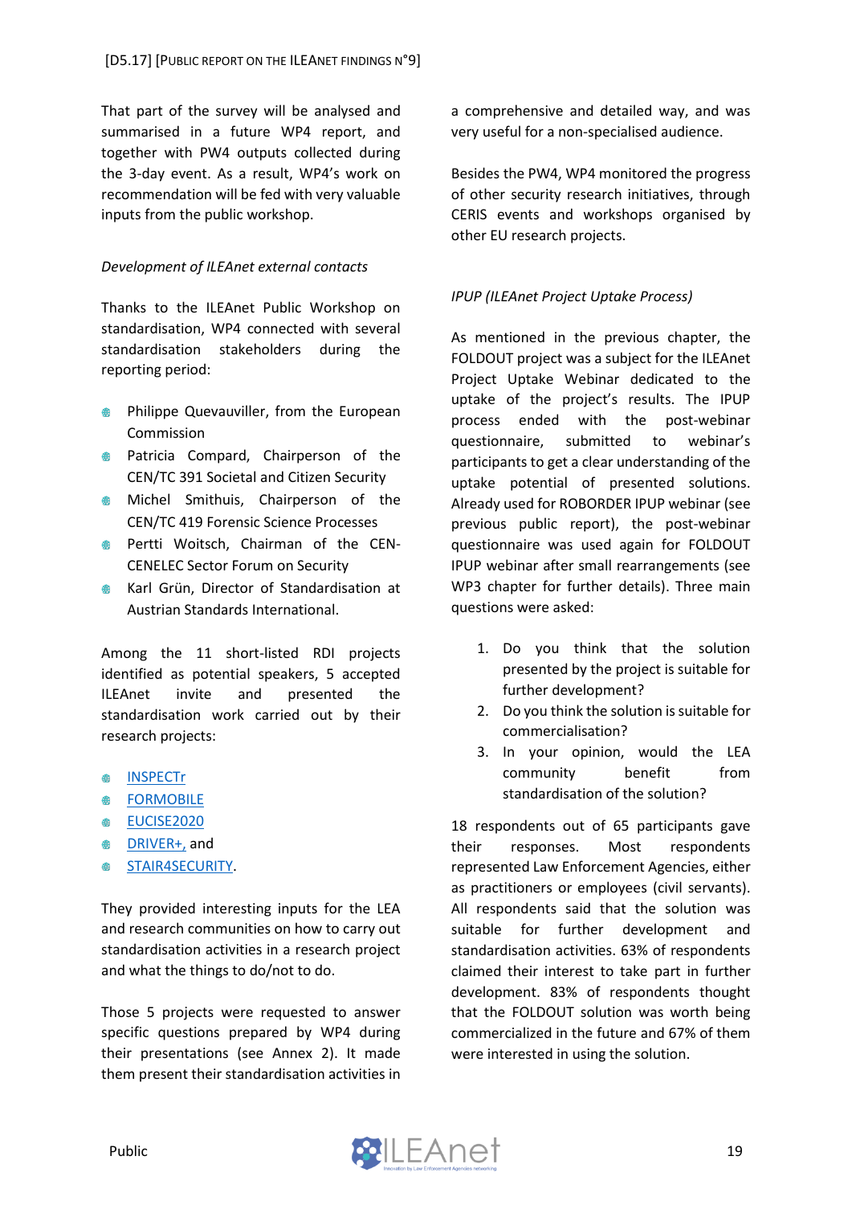That part of the survey will be analysed and summarised in a future WP4 report, and together with PW4 outputs collected during the 3-day event. As a result, WP4's work on recommendation will be fed with very valuable inputs from the public workshop.

*Development of ILEAnet external contacts*

Thanks to the ILEAnet Public Workshop on standardisation, WP4 connected with several standardisation stakeholders during the reporting period:

- Philippe Quevauviller, from the European Commission
- Patricia Compard, Chairperson of the CEN/TC 391 Societal and Citizen Security
- Michel Smithuis, Chairperson of the CEN/TC 419 Forensic Science Processes
- Pertti Woitsch, Chairman of the CEN-CENELEC Sector Forum on Security
- Karl Grün, Director of Standardisation at Austrian Standards International.

Among the 11 short-listed RDI projects identified as potential speakers, 5 accepted ILEAnet invite and presented the standardisation work carried out by their research projects:

- INSPECTr
- FORMOBILE
- EUCISE2020
- DRIVER+, and
- STAIR4SECURITY.

They provided interesting inputs for the LEA and research communities on how to carry out standardisation activities in a research project and what the things to do/not to do.

Those 5 projects were requested to answer specific questions prepared by WP4 during their presentations (see Annex 2). It made them present their standardisation activities in a comprehensive and detailed way, and was very useful for a non-specialised audience.

Besides the PW4, WP4 monitored the progress of other security research initiatives, through CERIS events and workshops organised by other EU research projects.

*IPUP (ILEAnet Project Uptake Process)*

As mentioned in the previous chapter, the FOLDOUT project was a subject for the ILEAnet Project Uptake Webinar dedicated to the uptake of the project's results. The IPUP process ended with the post-webinar questionnaire, submitted to webinar's participants to get a clear understanding of the uptake potential of presented solutions. Already used for ROBORDER IPUP webinar (see previous public report), the post-webinar questionnaire was used again for FOLDOUT IPUP webinar after small rearrangements (see WP3 chapter for further details). Three main questions were asked:

1. Do you think that the solution presented by the project is suitable for further development?
2. Do you think the solution is suitable for commercialisation?
3. In your opinion, would the LEA community benefit from standardisation of the solution?

18 respondents out of 65 participants gave their responses. Most respondents represented Law Enforcement Agencies, either as practitioners or employees (civil servants). All respondents said that the solution was suitable for further development and standardisation activities. 63% of respondents claimed their interest to take part in further development. 83% of respondents thought that the FOLDOUT solution was worth being commercialized in the future and 67% of them were interested in using the solution.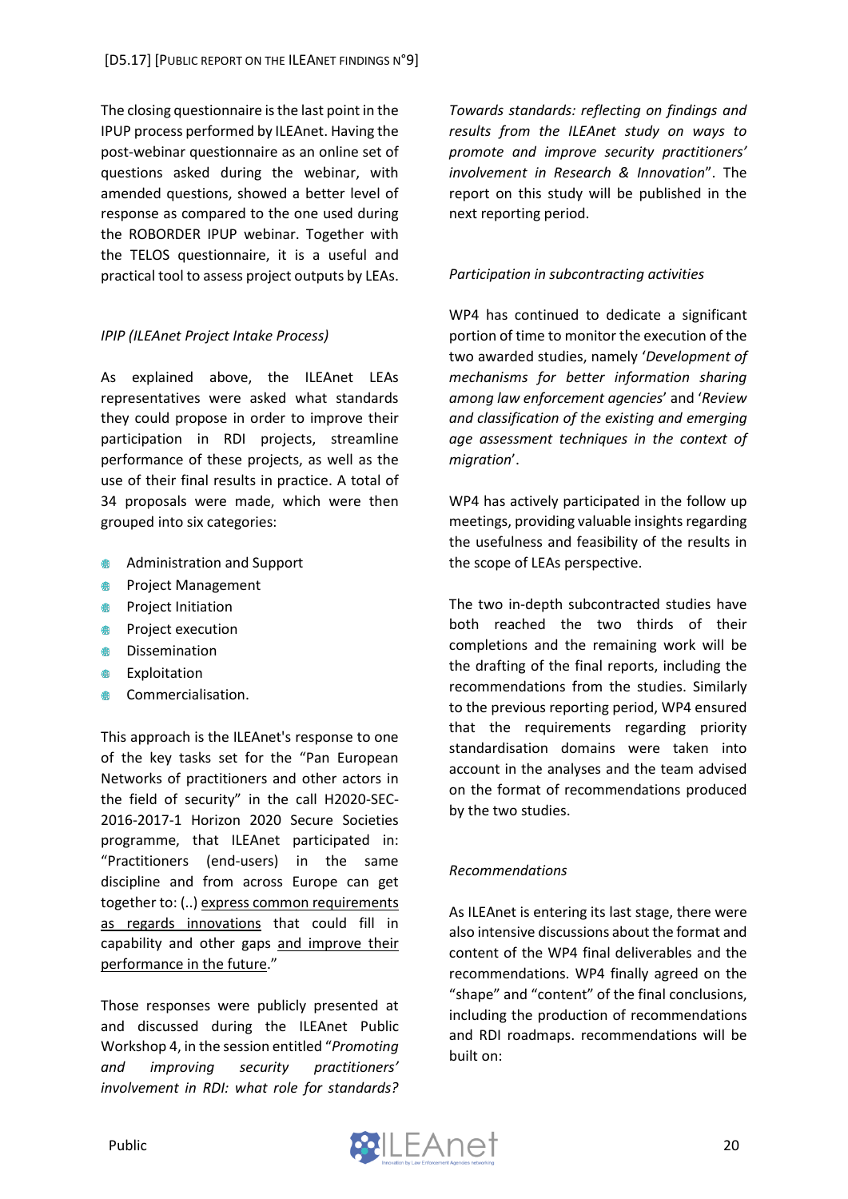The closing questionnaire is the last point in the IPUP process performed by ILEAnet. Having the post-webinar questionnaire as an online set of questions asked during the webinar, with amended questions, showed a better level of response as compared to the one used during the ROBORDER IPUP webinar. Together with the TELOS questionnaire, it is a useful and practical tool to assess project outputs by LEAs.

*IPIP (ILEAnet Project Intake Process)*

As explained above, the ILEAnet LEAs representatives were asked what standards they could propose in order to improve their participation in RDI projects, streamline performance of these projects, as well as the use of their final results in practice. A total of 34 proposals were made, which were then grouped into six categories:

- Administration and Support
- Project Management
- Project Initiation
- Project execution
- Dissemination
- Exploitation
- Commercialisation.

This approach is the ILEAnet's response to one of the key tasks set for the "Pan European Networks of practitioners and other actors in the field of security" in the call H2020-SEC-2016-2017-1 Horizon 2020 Secure Societies programme, that ILEAnet participated in: "Practitioners (end-users) in the same discipline and from across Europe can get together to: (..) <u>express common requirements as regards innovations</u> that could fill in capability and other gaps <u>and improve their performance in the future</u>."

Those responses were publicly presented at and discussed during the ILEAnet Public Workshop 4, in the session entitled "*Promoting and improving security practitioners' involvement in RDI: what role for standards? Towards standards: reflecting on findings and results from the ILEAnet study on ways to promote and improve security practitioners' involvement in Research & Innovation*". The report on this study will be published in the next reporting period.

*Participation in subcontracting activities*

WP4 has continued to dedicate a significant portion of time to monitor the execution of the two awarded studies, namely '*Development of mechanisms for better information sharing among law enforcement agencies*' and '*Review and classification of the existing and emerging age assessment techniques in the context of migration*'.

WP4 has actively participated in the follow up meetings, providing valuable insights regarding the usefulness and feasibility of the results in the scope of LEAs perspective.

The two in-depth subcontracted studies have both reached the two thirds of their completions and the remaining work will be the drafting of the final reports, including the recommendations from the studies. Similarly to the previous reporting period, WP4 ensured that the requirements regarding priority standardisation domains were taken into account in the analyses and the team advised on the format of recommendations produced by the two studies.

*Recommendations*

As ILEAnet is entering its last stage, there were also intensive discussions about the format and content of the WP4 final deliverables and the recommendations. WP4 finally agreed on the "shape" and "content" of the final conclusions, including the production of recommendations and RDI roadmaps. recommendations will be built on: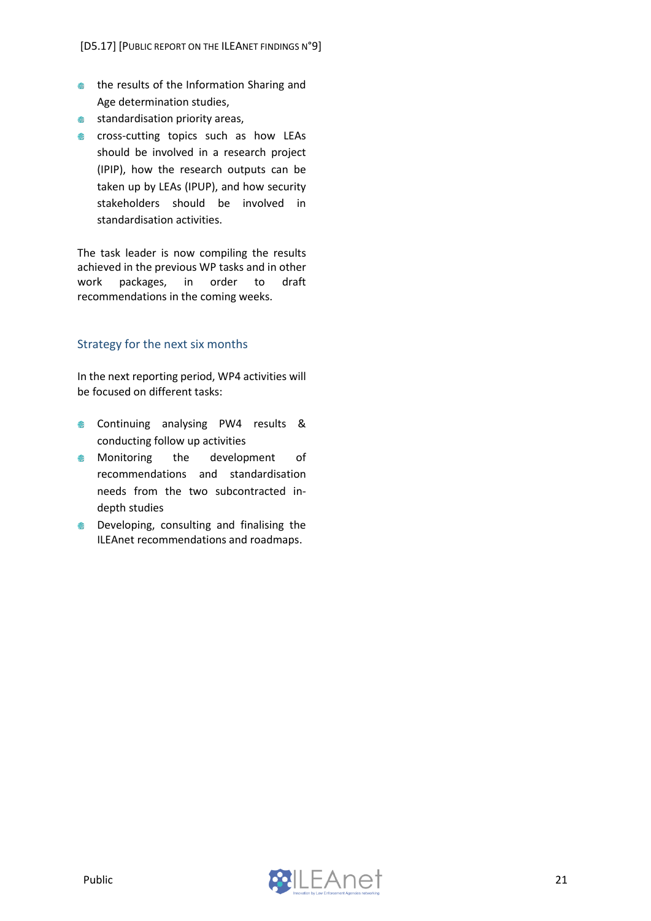- the results of the Information Sharing and Age determination studies,
- standardisation priority areas,
- cross-cutting topics such as how LEAs should be involved in a research project (IPIP), how the research outputs can be taken up by LEAs (IPUP), and how security stakeholders should be involved in standardisation activities.

The task leader is now compiling the results achieved in the previous WP tasks and in other work packages, in order to draft recommendations in the coming weeks.

### Strategy for the next six months

In the next reporting period, WP4 activities will be focused on different tasks:

- Continuing analysing PW4 results & conducting follow up activities
- Monitoring the development of recommendations and standardisation needs from the two subcontracted in-depth studies
- Developing, consulting and finalising the ILEAnet recommendations and roadmaps.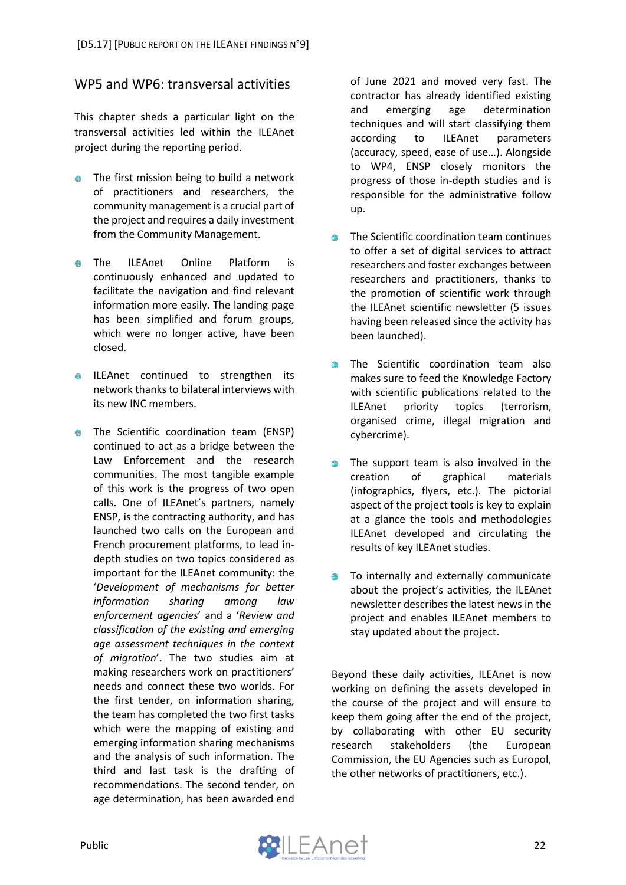## WP5 and WP6: transversal activities

This chapter sheds a particular light on the transversal activities led within the ILEAnet project during the reporting period.

- The first mission being to build a network of practitioners and researchers, the community management is a crucial part of the project and requires a daily investment from the Community Management.
- The ILEAnet Online Platform is continuously enhanced and updated to facilitate the navigation and find relevant information more easily. The landing page has been simplified and forum groups, which were no longer active, have been closed.
- ILEAnet continued to strengthen its network thanks to bilateral interviews with its new INC members.
- The Scientific coordination team (ENSP) continued to act as a bridge between the Law Enforcement and the research communities. The most tangible example of this work is the progress of two open calls. One of ILEAnet's partners, namely ENSP, is the contracting authority, and has launched two calls on the European and French procurement platforms, to lead in-depth studies on two topics considered as important for the ILEAnet community: the '*Development of mechanisms for better information sharing among law enforcement agencies*' and a '*Review and classification of the existing and emerging age assessment techniques in the context of migration*'. The two studies aim at making researchers work on practitioners' needs and connect these two worlds. For the first tender, on information sharing, the team has completed the two first tasks which were the mapping of existing and emerging information sharing mechanisms and the analysis of such information. The third and last task is the drafting of recommendations. The second tender, on age determination, has been awarded end of June 2021 and moved very fast. The contractor has already identified existing and emerging age determination techniques and will start classifying them according to ILEAnet parameters (accuracy, speed, ease of use…). Alongside to WP4, ENSP closely monitors the progress of those in-depth studies and is responsible for the administrative follow up.
- The Scientific coordination team continues to offer a set of digital services to attract researchers and foster exchanges between researchers and practitioners, thanks to the promotion of scientific work through the ILEAnet scientific newsletter (5 issues having been released since the activity has been launched).
- The Scientific coordination team also makes sure to feed the Knowledge Factory with scientific publications related to the ILEAnet priority topics (terrorism, organised crime, illegal migration and cybercrime).
- The support team is also involved in the creation of graphical materials (infographics, flyers, etc.). The pictorial aspect of the project tools is key to explain at a glance the tools and methodologies ILEAnet developed and circulating the results of key ILEAnet studies.
- To internally and externally communicate about the project's activities, the ILEAnet newsletter describes the latest news in the project and enables ILEAnet members to stay updated about the project.

Beyond these daily activities, ILEAnet is now working on defining the assets developed in the course of the project and will ensure to keep them going after the end of the project, by collaborating with other EU security research stakeholders (the European Commission, the EU Agencies such as Europol, the other networks of practitioners, etc.).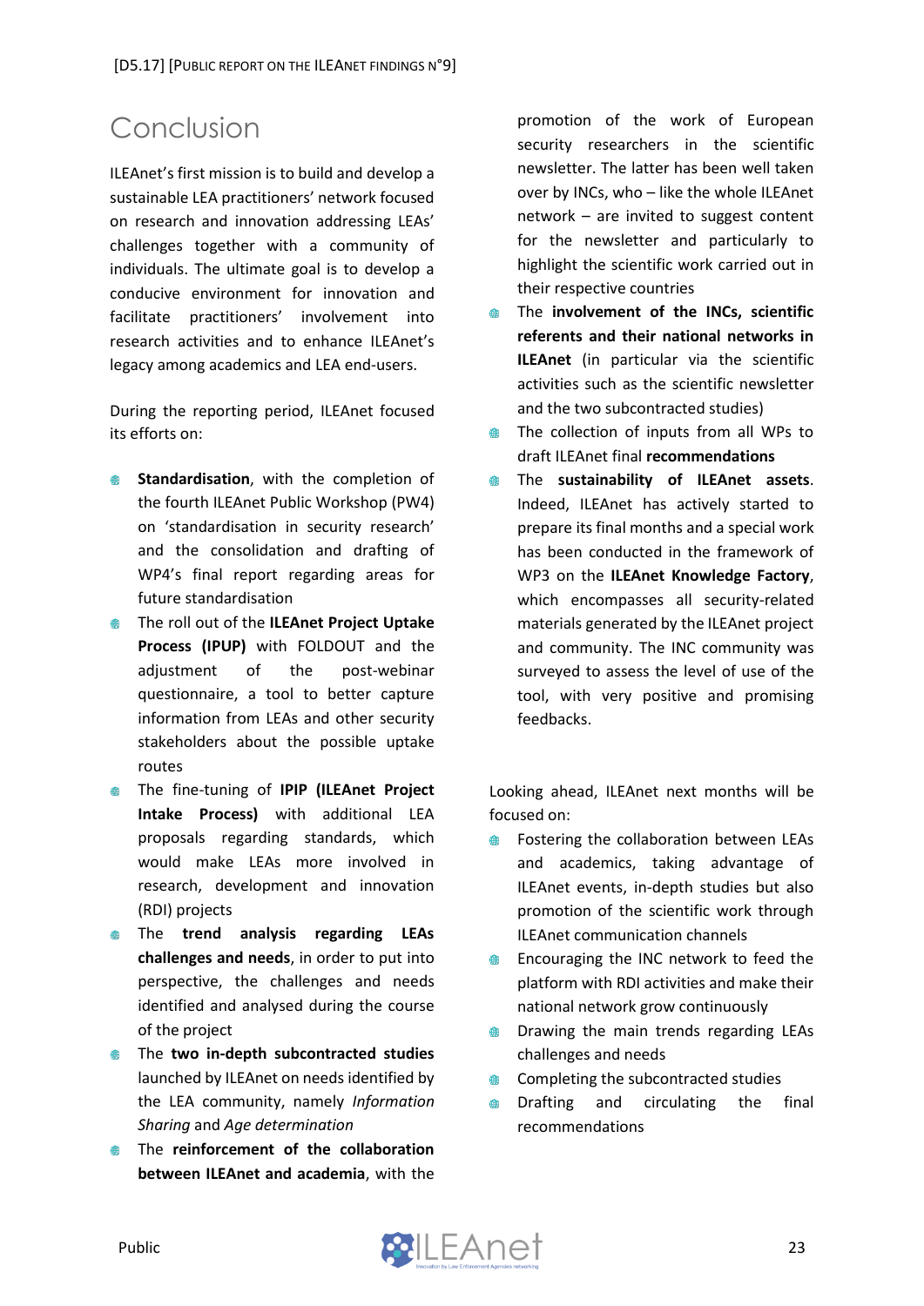# Conclusion

ILEAnet's first mission is to build and develop a sustainable LEA practitioners' network focused on research and innovation addressing LEAs' challenges together with a community of individuals. The ultimate goal is to develop a conducive environment for innovation and facilitate practitioners' involvement into research activities and to enhance ILEAnet's legacy among academics and LEA end-users.

During the reporting period, ILEAnet focused its efforts on:

- **Standardisation**, with the completion of the fourth ILEAnet Public Workshop (PW4) on 'standardisation in security research' and the consolidation and drafting of WP4's final report regarding areas for future standardisation
- The roll out of the **ILEAnet Project Uptake Process (IPUP)** with FOLDOUT and the adjustment of the post-webinar questionnaire, a tool to better capture information from LEAs and other security stakeholders about the possible uptake routes
- The fine-tuning of **IPIP (ILEAnet Project Intake Process)** with additional LEA proposals regarding standards, which would make LEAs more involved in research, development and innovation (RDI) projects
- The **trend analysis regarding LEAs challenges and needs**, in order to put into perspective, the challenges and needs identified and analysed during the course of the project
- The **two in-depth subcontracted studies** launched by ILEAnet on needs identified by the LEA community, namely *Information Sharing* and *Age determination*
- The **reinforcement of the collaboration between ILEAnet and academia**, with the promotion of the work of European security researchers in the scientific newsletter. The latter has been well taken over by INCs, who – like the whole ILEAnet network – are invited to suggest content for the newsletter and particularly to highlight the scientific work carried out in their respective countries
- The **involvement of the INCs, scientific referents and their national networks in ILEAnet** (in particular via the scientific activities such as the scientific newsletter and the two subcontracted studies)
- The collection of inputs from all WPs to draft ILEAnet final **recommendations**
- The **sustainability of ILEAnet assets**. Indeed, ILEAnet has actively started to prepare its final months and a special work has been conducted in the framework of WP3 on the **ILEAnet Knowledge Factory**, which encompasses all security-related materials generated by the ILEAnet project and community. The INC community was surveyed to assess the level of use of the tool, with very positive and promising feedbacks.

Looking ahead, ILEAnet next months will be focused on:

- Fostering the collaboration between LEAs and academics, taking advantage of ILEAnet events, in-depth studies but also promotion of the scientific work through ILEAnet communication channels
- Encouraging the INC network to feed the platform with RDI activities and make their national network grow continuously
- Drawing the main trends regarding LEAs challenges and needs
- Completing the subcontracted studies
- Drafting and circulating the final recommendations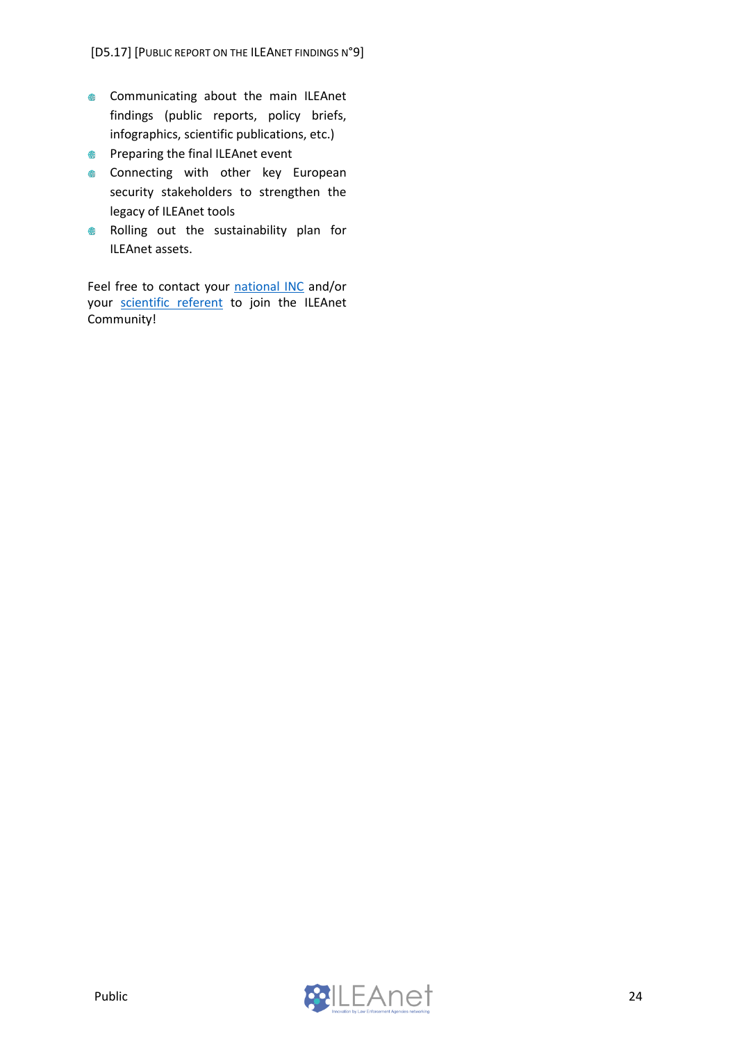- Communicating about the main ILEAnet findings (public reports, policy briefs, infographics, scientific publications, etc.)
- Preparing the final ILEAnet event
- Connecting with other key European security stakeholders to strengthen the legacy of ILEAnet tools
- Rolling out the sustainability plan for ILEAnet assets.

Feel free to contact your national INC and/or your scientific referent to join the ILEAnet Community!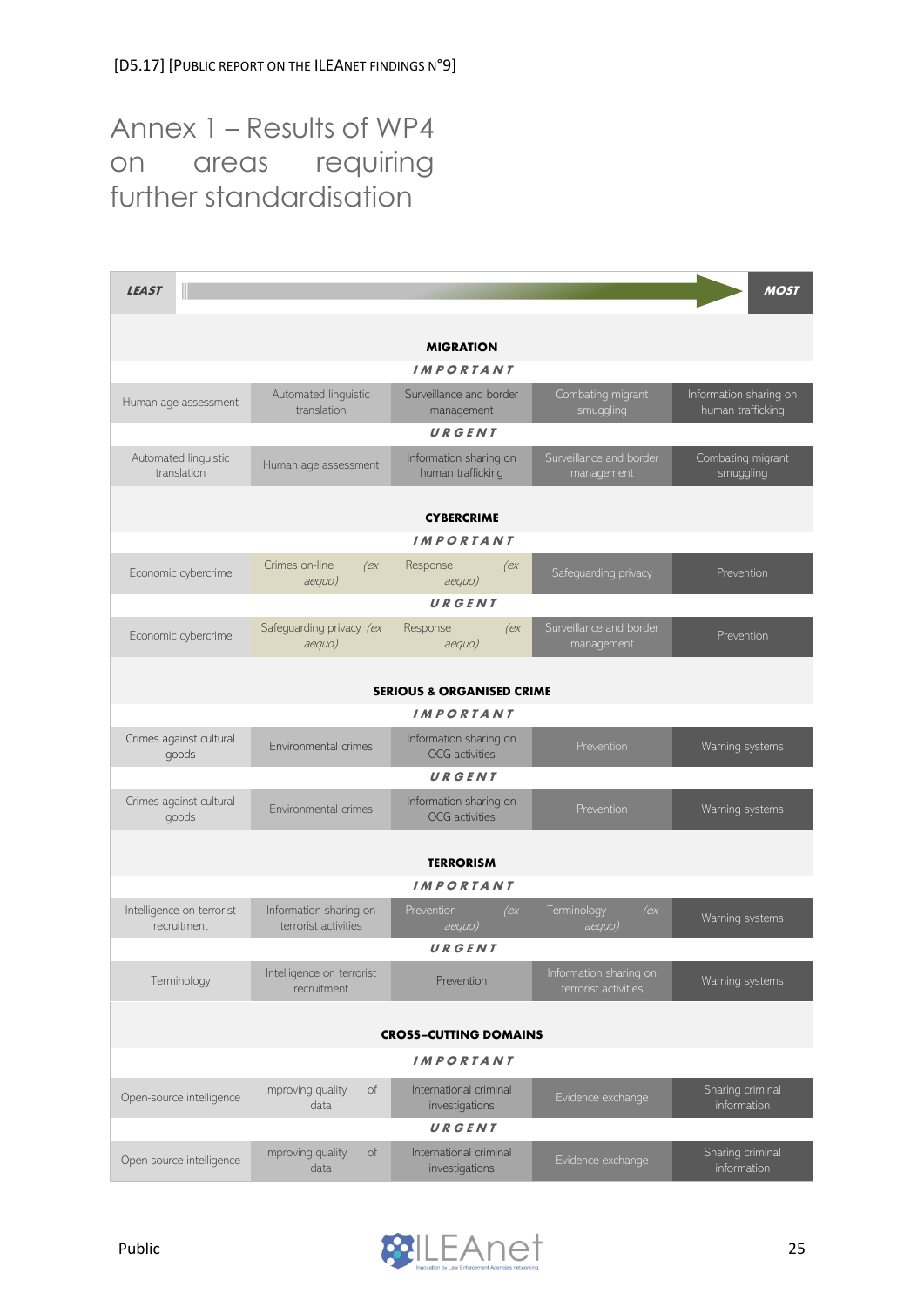# Annex 1 – Results of WP4 on areas requiring further standardisation

| **LEAST** | | | | **MOST** |
|---|---|---|---|---|
| **MIGRATION** | | | | |
| ***IMPORTANT*** | | | | |
| Human age assessment | Automated linguistic translation | Surveillance and border management | Combating migrant smuggling | Information sharing on human trafficking |
| ***URGENT*** | | | | |
| Automated linguistic translation | Human age assessment | Information sharing on human trafficking | Surveillance and border management | Combating migrant smuggling |
| **CYBERCRIME** | | | | |
| ***IMPORTANT*** | | | | |
| Economic cybercrime | Crimes on-line *(ex aequo)* | Response *(ex aequo)* | Safeguarding privacy | Prevention |
| ***URGENT*** | | | | |
| Economic cybercrime | Safeguarding privacy *(ex aequo)* | Response *(ex aequo)* | Surveillance and border management | Prevention |
| **SERIOUS & ORGANISED CRIME** | | | | |
| ***IMPORTANT*** | | | | |
| Crimes against cultural goods | Environmental crimes | Information sharing on OCG activities | Prevention | Warning systems |
| ***URGENT*** | | | | |
| Crimes against cultural goods | Environmental crimes | Information sharing on OCG activities | Prevention | Warning systems |
| **TERRORISM** | | | | |
| ***IMPORTANT*** | | | | |
| Intelligence on terrorist recruitment | Information sharing on terrorist activities | Prevention *(ex aequo)* | Terminology *(ex aequo)* | Warning systems |
| ***URGENT*** | | | | |
| Terminology | Intelligence on terrorist recruitment | Prevention | Information sharing on terrorist activities | Warning systems |
| **CROSS-CUTTING DOMAINS** | | | | |
| ***IMPORTANT*** | | | | |
| Open-source intelligence | Improving quality of data | International criminal investigations | Evidence exchange | Sharing criminal information |
| ***URGENT*** | | | | |
| Open-source intelligence | Improving quality of data | International criminal investigations | Evidence exchange | Sharing criminal information |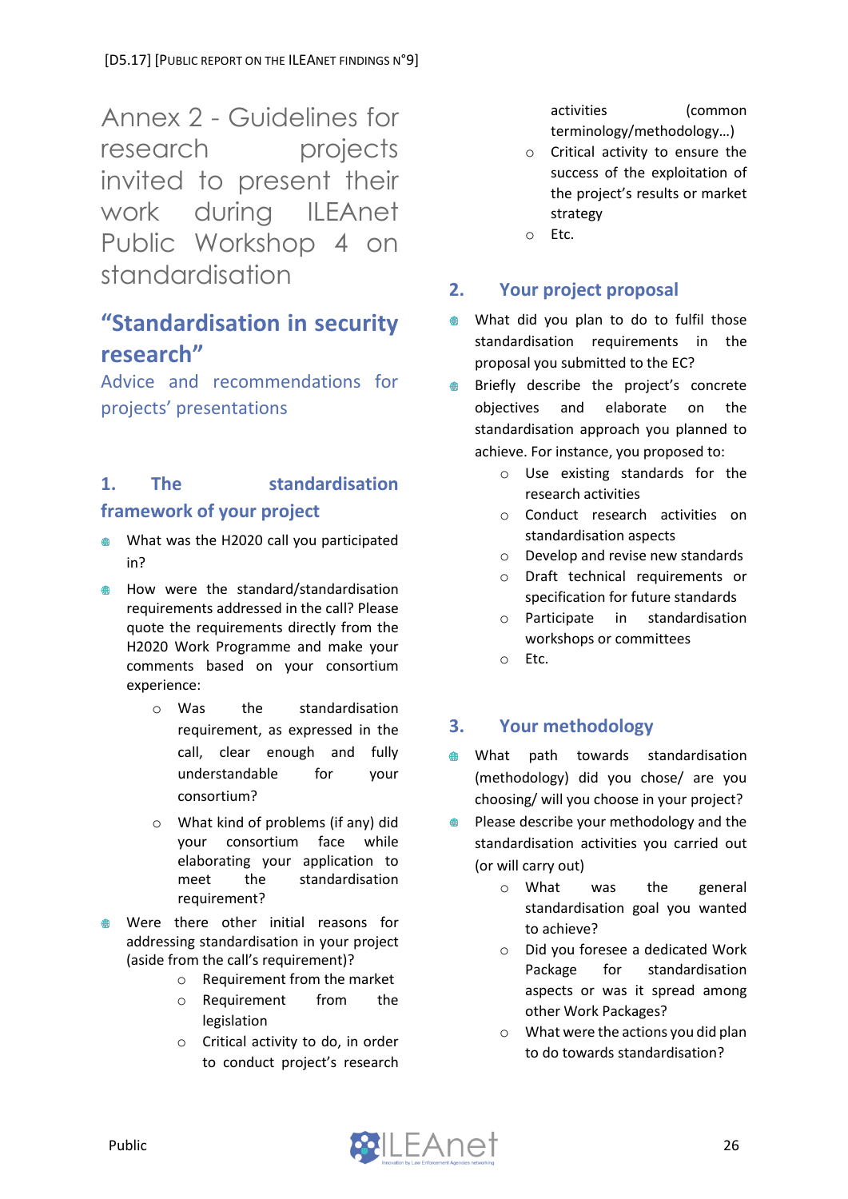# Annex 2 - Guidelines for research projects invited to present their work during ILEAnet Public Workshop 4 on standardisation

## "Standardisation in security research"

### Advice and recommendations for projects' presentations

## 1. The standardisation framework of your project

- What was the H2020 call you participated in?
- How were the standard/standardisation requirements addressed in the call? Please quote the requirements directly from the H2020 Work Programme and make your comments based on your consortium experience:
  - Was the standardisation requirement, as expressed in the call, clear enough and fully understandable for your consortium?
  - What kind of problems (if any) did your consortium face while elaborating your application to meet the standardisation requirement?
- Were there other initial reasons for addressing standardisation in your project (aside from the call's requirement)?
  - Requirement from the market
  - Requirement from the legislation
  - Critical activity to do, in order to conduct project's research activities (common terminology/methodology…)
  - Critical activity to ensure the success of the exploitation of the project's results or market strategy
  - Etc.

## 2. Your project proposal

- What did you plan to do to fulfil those standardisation requirements in the proposal you submitted to the EC?
- Briefly describe the project's concrete objectives and elaborate on the standardisation approach you planned to achieve. For instance, you proposed to:
  - Use existing standards for the research activities
  - Conduct research activities on standardisation aspects
  - Develop and revise new standards
  - Draft technical requirements or specification for future standards
  - Participate in standardisation workshops or committees
  - Etc.

## 3. Your methodology

- What path towards standardisation (methodology) did you chose/ are you choosing/ will you choose in your project?
- Please describe your methodology and the standardisation activities you carried out (or will carry out)
  - What was the general standardisation goal you wanted to achieve?
  - Did you foresee a dedicated Work Package for standardisation aspects or was it spread among other Work Packages?
  - What were the actions you did plan to do towards standardisation?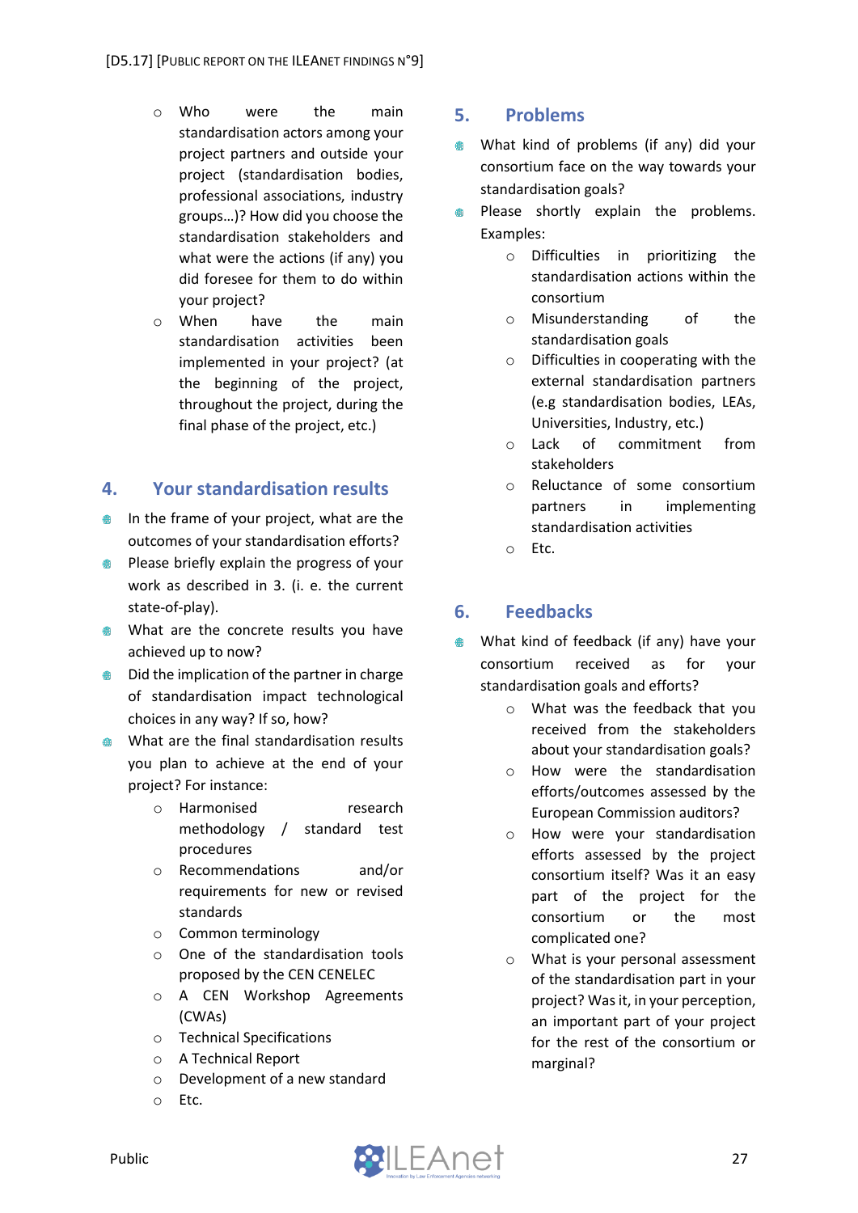- Who were the main standardisation actors among your project partners and outside your project (standardisation bodies, professional associations, industry groups…)? How did you choose the standardisation stakeholders and what were the actions (if any) you did foresee for them to do within your project?
- When have the main standardisation activities been implemented in your project? (at the beginning of the project, throughout the project, during the final phase of the project, etc.)

## 4. Your standardisation results

- In the frame of your project, what are the outcomes of your standardisation efforts?
- Please briefly explain the progress of your work as described in 3. (i. e. the current state-of-play).
- What are the concrete results you have achieved up to now?
- Did the implication of the partner in charge of standardisation impact technological choices in any way? If so, how?
- What are the final standardisation results you plan to achieve at the end of your project? For instance:
  - Harmonised research methodology / standard test procedures
  - Recommendations and/or requirements for new or revised standards
  - Common terminology
  - One of the standardisation tools proposed by the CEN CENELEC
  - A CEN Workshop Agreements (CWAs)
  - Technical Specifications
  - A Technical Report
  - Development of a new standard
  - Etc.

## 5. Problems

- What kind of problems (if any) did your consortium face on the way towards your standardisation goals?
- Please shortly explain the problems. Examples:
  - Difficulties in prioritizing the standardisation actions within the consortium
  - Misunderstanding of the standardisation goals
  - Difficulties in cooperating with the external standardisation partners (e.g standardisation bodies, LEAs, Universities, Industry, etc.)
  - Lack of commitment from stakeholders
  - Reluctance of some consortium partners in implementing standardisation activities
  - Etc.

## 6. Feedbacks

- What kind of feedback (if any) have your consortium received as for your standardisation goals and efforts?
  - What was the feedback that you received from the stakeholders about your standardisation goals?
  - How were the standardisation efforts/outcomes assessed by the European Commission auditors?
  - How were your standardisation efforts assessed by the project consortium itself? Was it an easy part of the project for the consortium or the most complicated one?
  - What is your personal assessment of the standardisation part in your project? Was it, in your perception, an important part of your project for the rest of the consortium or marginal?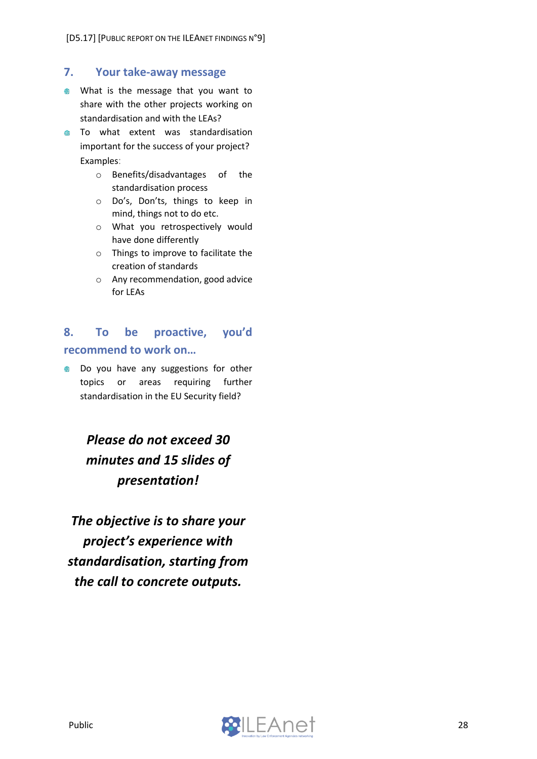## 7. Your take-away message

- What is the message that you want to share with the other projects working on standardisation and with the LEAs?
- To what extent was standardisation important for the success of your project?

  Examples:
  - Benefits/disadvantages of the standardisation process
  - Do's, Don'ts, things to keep in mind, things not to do etc.
  - What you retrospectively would have done differently
  - Things to improve to facilitate the creation of standards
  - Any recommendation, good advice for LEAs

## 8. To be proactive, you'd recommend to work on…

- Do you have any suggestions for other topics or areas requiring further standardisation in the EU Security field?

***Please do not exceed 30 minutes and 15 slides of presentation!***

***The objective is to share your project's experience with standardisation, starting from the call to concrete outputs.***